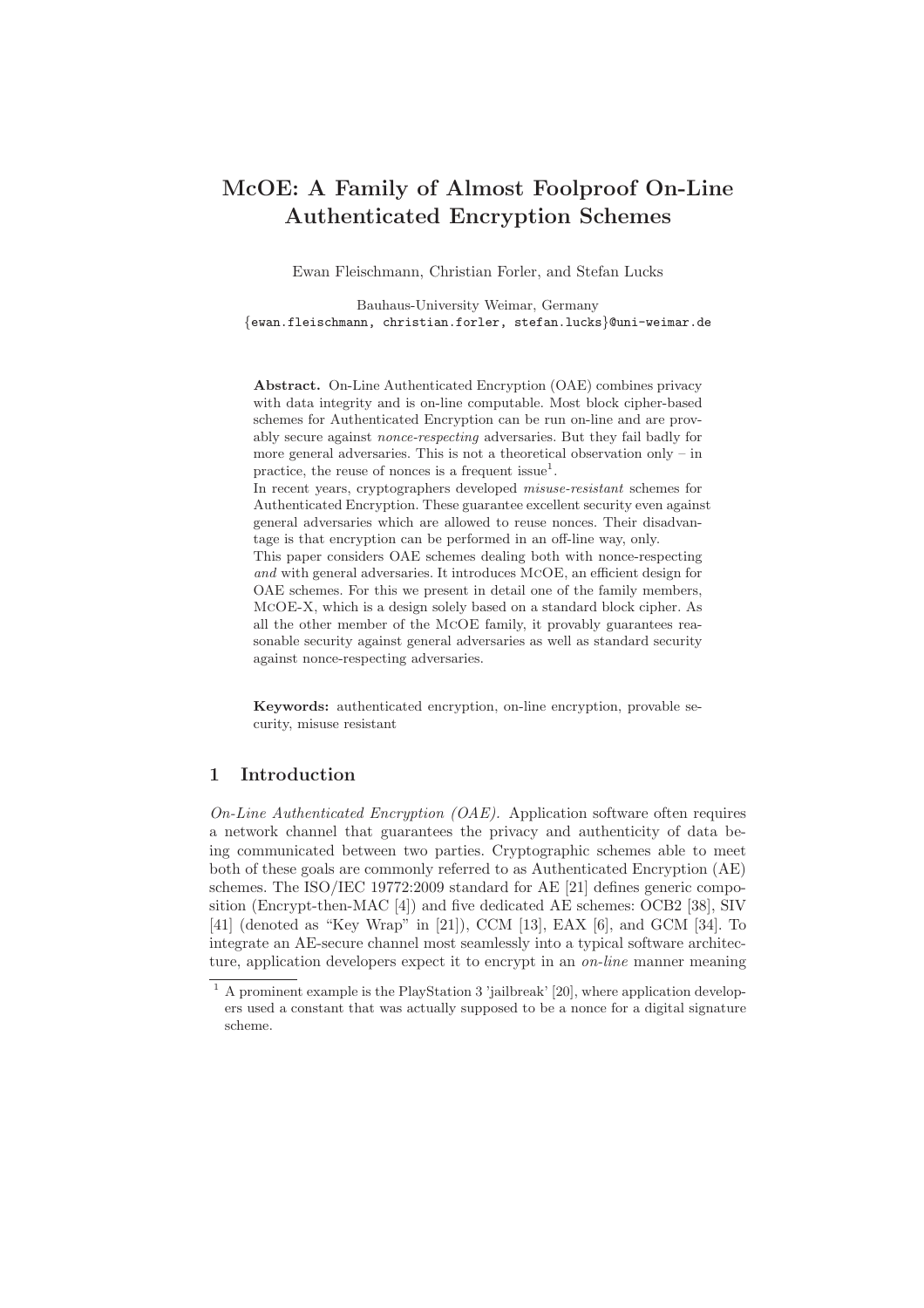# McOE: A Family of Almost Foolproof On-Line Authenticated Encryption Schemes

Ewan Fleischmann, Christian Forler, and Stefan Lucks

Bauhaus-University Weimar, Germany
{ewan.fleischmann, christian.forler, stefan.lucks}@uni-weimar.de

**Abstract.** On-Line Authenticated Encryption (OAE) combines privacy with data integrity and is on-line computable. Most block cipher-based schemes for Authenticated Encryption can be run on-line and are provably secure against *nonce-respecting* adversaries. But they fail badly for more general adversaries. This is not a theoretical observation only – in practice, the reuse of nonces is a frequent issue[1].
In recent years, cryptographers developed *misuse-resistant* schemes for Authenticated Encryption. These guarantee excellent security even against general adversaries which are allowed to reuse nonces. Their disadvantage is that encryption can be performed in an off-line way, only.
This paper considers OAE schemes dealing both with nonce-respecting *and* with general adversaries. It introduces McOE, an efficient design for OAE schemes. For this we present in detail one of the family members, McOE-X, which is a design solely based on a standard block cipher. As all the other member of the McOE family, it provably guarantees reasonable security against general adversaries as well as standard security against nonce-respecting adversaries.

**Keywords:** authenticated encryption, on-line encryption, provable security, misuse resistant

## 1 Introduction

*On-Line Authenticated Encryption (OAE).* Application software often requires a network channel that guarantees the privacy and authenticity of data being communicated between two parties. Cryptographic schemes able to meet both of these goals are commonly referred to as Authenticated Encryption (AE) schemes. The ISO/IEC 19772:2009 standard for AE [21] defines generic composition (Encrypt-then-MAC [4]) and five dedicated AE schemes: OCB2 [38], SIV [41] (denoted as "Key Wrap" in [21]), CCM [13], EAX [6], and GCM [34]. To integrate an AE-secure channel most seamlessly into a typical software architecture, application developers expect it to encrypt in an *on-line* manner meaning

[1] A prominent example is the PlayStation 3 'jailbreak' [20], where application developers used a constant that was actually supposed to be a nonce for a digital signature scheme.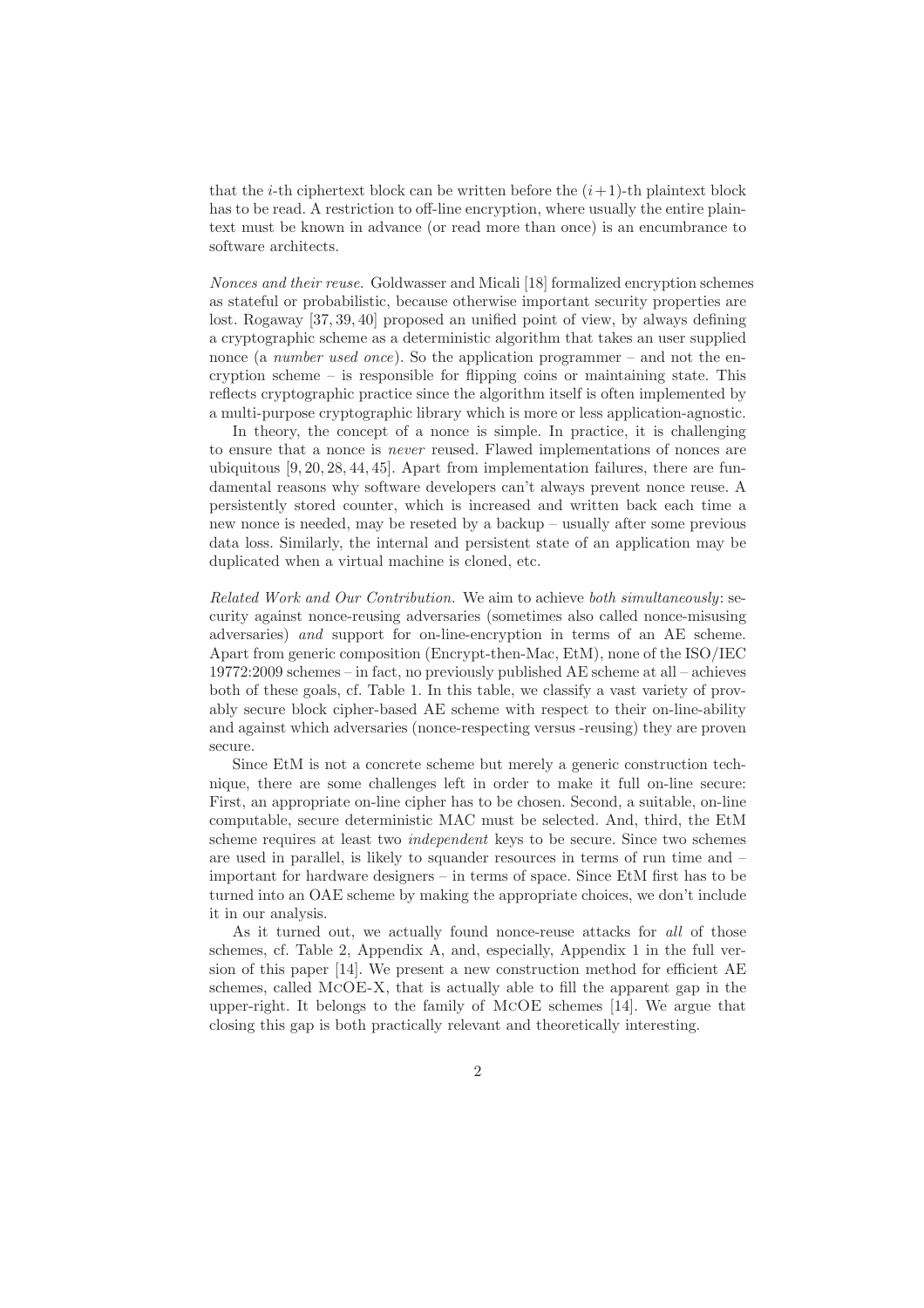that the $i$-th ciphertext block can be written before the $(i+1)$-th plaintext block has to be read. A restriction to off-line encryption, where usually the entire plaintext must be known in advance (or read more than once) is an encumbrance to software architects.

*Nonces and their reuse.* Goldwasser and Micali [18] formalized encryption schemes as stateful or probabilistic, because otherwise important security properties are lost. Rogaway [37, 39, 40] proposed an unified point of view, by always defining a cryptographic scheme as a deterministic algorithm that takes an user supplied nonce (a *number used once*). So the application programmer – and not the encryption scheme – is responsible for flipping coins or maintaining state. This reflects cryptographic practice since the algorithm itself is often implemented by a multi-purpose cryptographic library which is more or less application-agnostic.

In theory, the concept of a nonce is simple. In practice, it is challenging to ensure that a nonce is *never* reused. Flawed implementations of nonces are ubiquitous [9, 20, 28, 44, 45]. Apart from implementation failures, there are fundamental reasons why software developers can't always prevent nonce reuse. A persistently stored counter, which is increased and written back each time a new nonce is needed, may be reseted by a backup – usually after some previous data loss. Similarly, the internal and persistent state of an application may be duplicated when a virtual machine is cloned, etc.

*Related Work and Our Contribution.* We aim to achieve *both simultaneously*: security against nonce-reusing adversaries (sometimes also called nonce-misusing adversaries) *and* support for on-line-encryption in terms of an AE scheme. Apart from generic composition (Encrypt-then-Mac, EtM), none of the ISO/IEC 19772:2009 schemes – in fact, no previously published AE scheme at all – achieves both of these goals, cf. Table 1. In this table, we classify a vast variety of provably secure block cipher-based AE scheme with respect to their on-line-ability and against which adversaries (nonce-respecting versus -reusing) they are proven secure.

Since EtM is not a concrete scheme but merely a generic construction technique, there are some challenges left in order to make it full on-line secure: First, an appropriate on-line cipher has to be chosen. Second, a suitable, on-line computable, secure deterministic MAC must be selected. And, third, the EtM scheme requires at least two *independent* keys to be secure. Since two schemes are used in parallel, is likely to squander resources in terms of run time and – important for hardware designers – in terms of space. Since EtM first has to be turned into an OAE scheme by making the appropriate choices, we don't include it in our analysis.

As it turned out, we actually found nonce-reuse attacks for *all* of those schemes, cf. Table 2, Appendix A, and, especially, Appendix 1 in the full version of this paper [14]. We present a new construction method for efficient AE schemes, called McOE-X, that is actually able to fill the apparent gap in the upper-right. It belongs to the family of McOE schemes [14]. We argue that closing this gap is both practically relevant and theoretically interesting.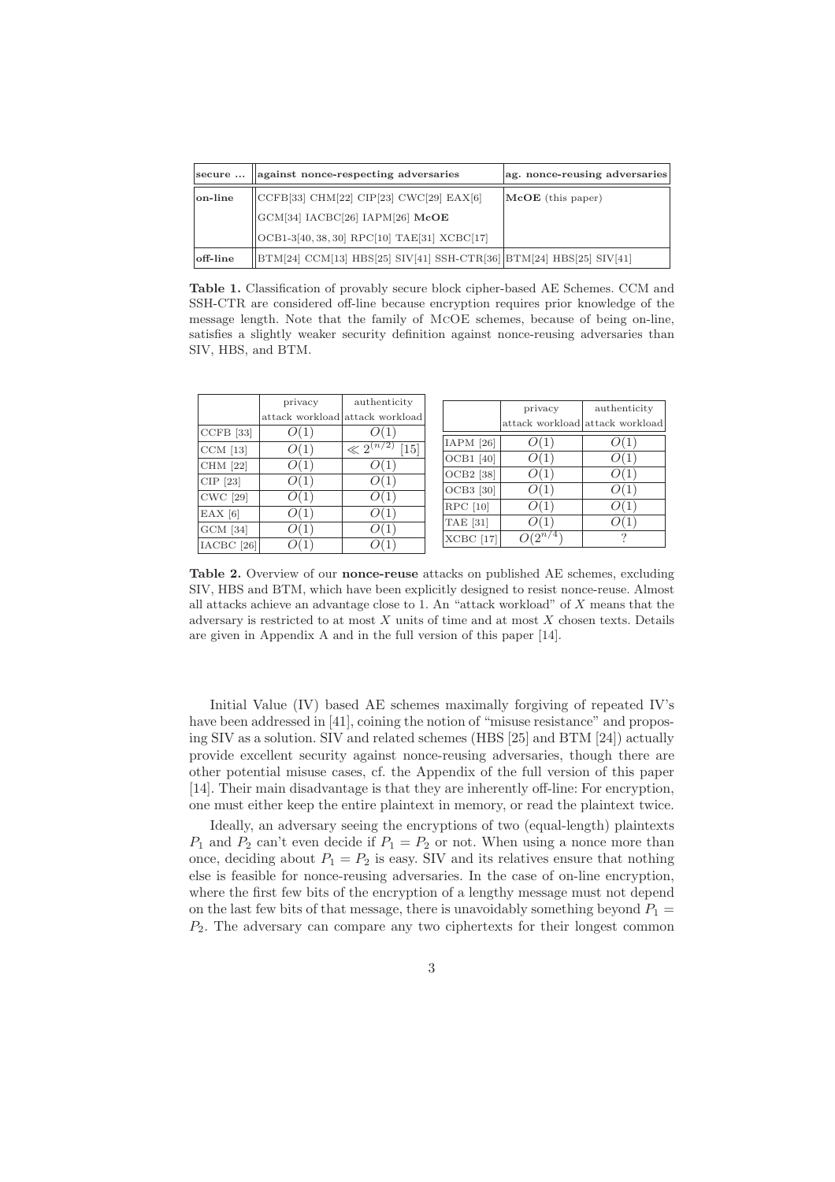| secure ... | against nonce-respecting adversaries | ag. nonce-reusing adversaries |
|---|---|---|
| on-line | CCFB[33] CHM[22] CIP[23] CWC[29] EAX[6] GCM[34] IACBC[26] IAPM[26] **McOE** OCB1-3[40, 38, 30] RPC[10] TAE[31] XCBC[17] | **McOE** (this paper) |
| off-line | BTM[24] CCM[13] HBS[25] SIV[41] SSH-CTR[36] | BTM[24] HBS[25] SIV[41] |

**Table 1.** Classification of provably secure block cipher-based AE Schemes. CCM and SSH-CTR are considered off-line because encryption requires prior knowledge of the message length. Note that the family of McOE schemes, because of being on-line, satisfies a slightly weaker security definition against nonce-reusing adversaries than SIV, HBS, and BTM.

| | privacy attack workload | authenticity attack workload |
|---|---|---|
| CCFB [33] | $O(1)$ | $O(1)$ |
| CCM [13] | $O(1)$ | $\ll 2^{(n/2)}$ [15] |
| CHM [22] | $O(1)$ | $O(1)$ |
| CIP [23] | $O(1)$ | $O(1)$ |
| CWC [29] | $O(1)$ | $O(1)$ |
| EAX [6] | $O(1)$ | $O(1)$ |
| GCM [34] | $O(1)$ | $O(1)$ |
| IACBC [26] | $O(1)$ | $O(1)$ |
| IAPM [26] | $O(1)$ | $O(1)$ |
| OCB1 [40] | $O(1)$ | $O(1)$ |
| OCB2 [38] | $O(1)$ | $O(1)$ |
| OCB3 [30] | $O(1)$ | $O(1)$ |
| RPC [10] | $O(1)$ | $O(1)$ |
| TAE [31] | $O(1)$ | $O(1)$ |
| XCBC [17] | $O(2^{n/4})$ | ? |

**Table 2.** Overview of our **nonce-reuse** attacks on published AE schemes, excluding SIV, HBS and BTM, which have been explicitly designed to resist nonce-reuse. Almost all attacks achieve an advantage close to 1. An "attack workload" of $X$ means that the adversary is restricted to at most $X$ units of time and at most $X$ chosen texts. Details are given in Appendix A and in the full version of this paper [14].

Initial Value (IV) based AE schemes maximally forgiving of repeated IV's have been addressed in [41], coining the notion of "misuse resistance" and proposing SIV as a solution. SIV and related schemes (HBS [25] and BTM [24]) actually provide excellent security against nonce-reusing adversaries, though there are other potential misuse cases, cf. the Appendix of the full version of this paper [14]. Their main disadvantage is that they are inherently off-line: For encryption, one must either keep the entire plaintext in memory, or read the plaintext twice.

Ideally, an adversary seeing the encryptions of two (equal-length) plaintexts $P_1$ and $P_2$ can't even decide if $P_1 = P_2$ or not. When using a nonce more than once, deciding about $P_1 = P_2$ is easy. SIV and its relatives ensure that nothing else is feasible for nonce-reusing adversaries. In the case of on-line encryption, where the first few bits of the encryption of a lengthy message must not depend on the last few bits of that message, there is unavoidably something beyond $P_1 = P_2$. The adversary can compare any two ciphertexts for their longest common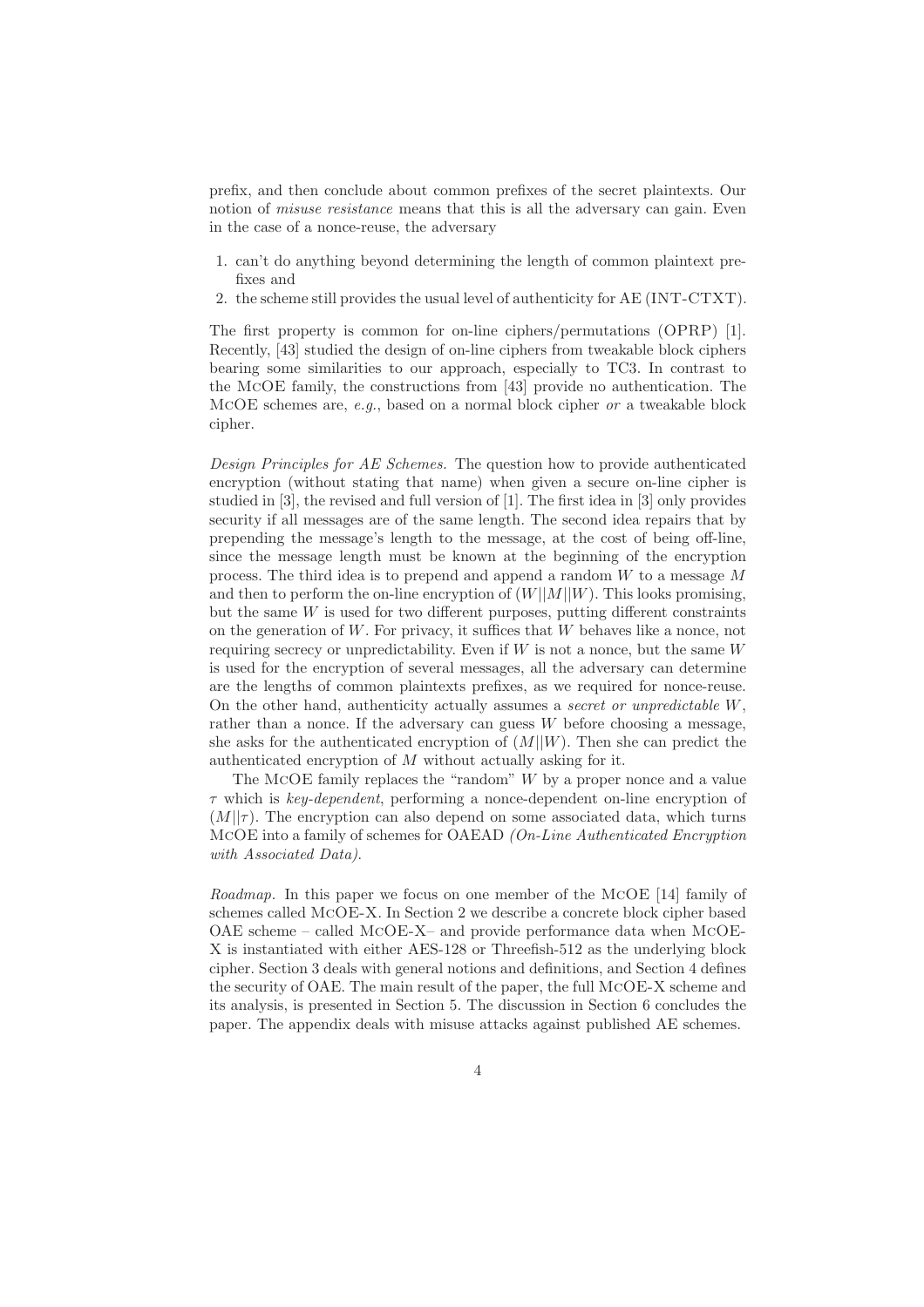prefix, and then conclude about common prefixes of the secret plaintexts. Our notion of *misuse resistance* means that this is all the adversary can gain. Even in the case of a nonce-reuse, the adversary

1. can't do anything beyond determining the length of common plaintext prefixes and
2. the scheme still provides the usual level of authenticity for AE (INT-CTXT).

The first property is common for on-line ciphers/permutations (OPRP) [1]. Recently, [43] studied the design of on-line ciphers from tweakable block ciphers bearing some similarities to our approach, especially to TC3. In contrast to the McOE family, the constructions from [43] provide no authentication. The McOE schemes are, *e.g.*, based on a normal block cipher *or* a tweakable block cipher.

*Design Principles for AE Schemes.* The question how to provide authenticated encryption (without stating that name) when given a secure on-line cipher is studied in [3], the revised and full version of [1]. The first idea in [3] only provides security if all messages are of the same length. The second idea repairs that by prepending the message's length to the message, at the cost of being off-line, since the message length must be known at the beginning of the encryption process. The third idea is to prepend and append a random $W$ to a message $M$ and then to perform the on-line encryption of $(W||M||W)$. This looks promising, but the same $W$ is used for two different purposes, putting different constraints on the generation of $W$. For privacy, it suffices that $W$ behaves like a nonce, not requiring secrecy or unpredictability. Even if $W$ is not a nonce, but the same $W$ is used for the encryption of several messages, all the adversary can determine are the lengths of common plaintexts prefixes, as we required for nonce-reuse. On the other hand, authenticity actually assumes a *secret or unpredictable* $W$, rather than a nonce. If the adversary can guess $W$ before choosing a message, she asks for the authenticated encryption of $(M||W)$. Then she can predict the authenticated encryption of $M$ without actually asking for it.

The McOE family replaces the "random" $W$ by a proper nonce and a value $\tau$ which is *key-dependent*, performing a nonce-dependent on-line encryption of $(M||\tau)$. The encryption can also depend on some associated data, which turns McOE into a family of schemes for OAEAD *(On-Line Authenticated Encryption with Associated Data)*.

*Roadmap.* In this paper we focus on one member of the McOE [14] family of schemes called McOE-X. In Section 2 we describe a concrete block cipher based OAE scheme – called McOE-X– and provide performance data when McOE-X is instantiated with either AES-128 or Threefish-512 as the underlying block cipher. Section 3 deals with general notions and definitions, and Section 4 defines the security of OAE. The main result of the paper, the full McOE-X scheme and its analysis, is presented in Section 5. The discussion in Section 6 concludes the paper. The appendix deals with misuse attacks against published AE schemes.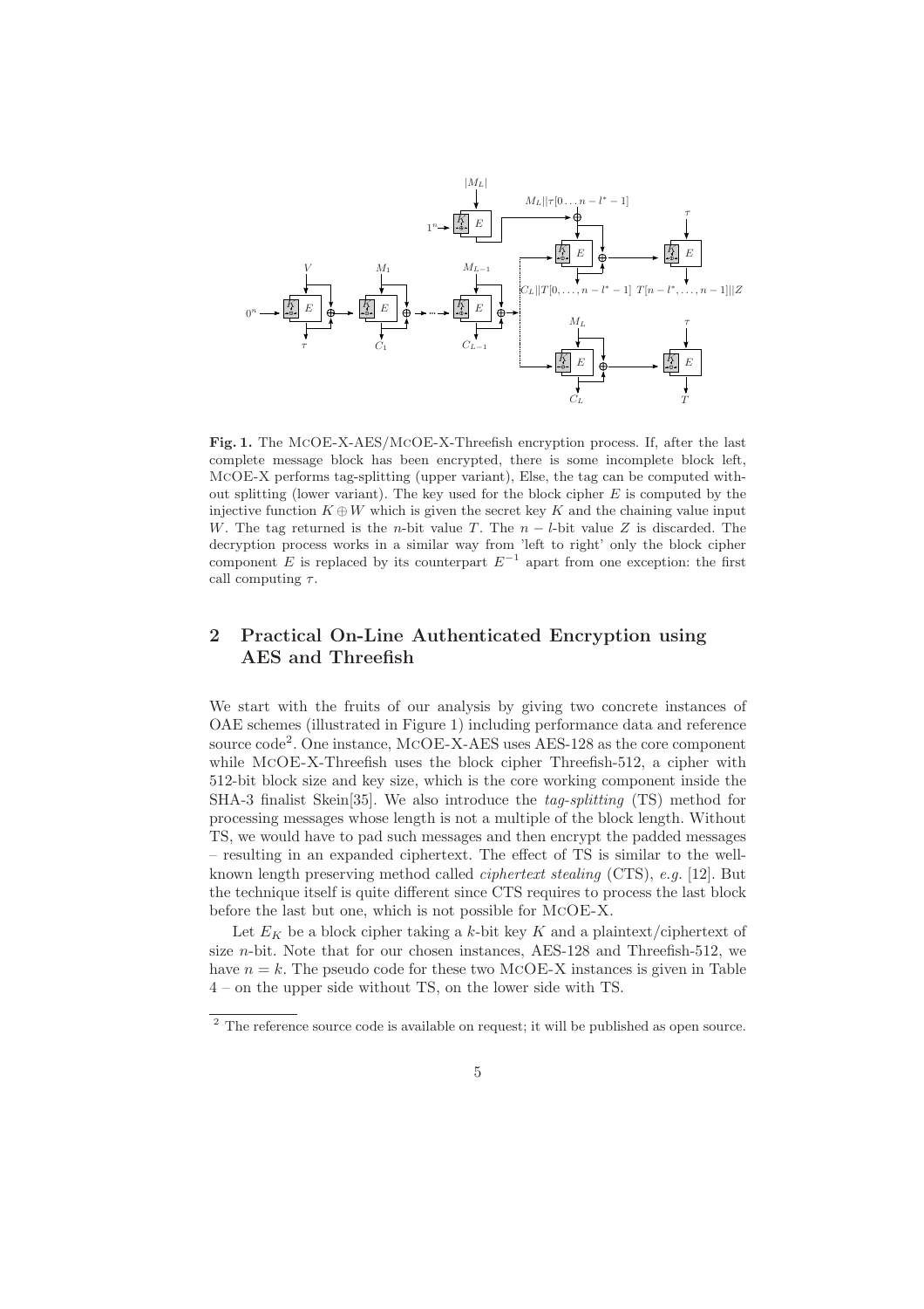**Fig. 1.** The McOE-X-AES/McOE-X-Threefish encryption process. If, after the last complete message block has been encrypted, there is some incomplete block left, McOE-X performs tag-splitting (upper variant), Else, the tag can be computed without splitting (lower variant). The key used for the block cipher $E$ is computed by the injective function $K \oplus W$ which is given the secret key $K$ and the chaining value input $W$. The tag returned is the $n$-bit value $T$. The $n - l$-bit value $Z$ is discarded. The decryption process works in a similar way from 'left to right' only the block cipher component $E$ is replaced by its counterpart $E^{-1}$ apart from one exception: the first call computing $\tau$.

## 2 Practical On-Line Authenticated Encryption using AES and Threefish

We start with the fruits of our analysis by giving two concrete instances of OAE schemes (illustrated in Figure 1) including performance data and reference source code[2]. One instance, McOE-X-AES uses AES-128 as the core component while McOE-X-Threefish uses the block cipher Threefish-512, a cipher with 512-bit block size and key size, which is the core working component inside the SHA-3 finalist Skein[35]. We also introduce the *tag-splitting* (TS) method for processing messages whose length is not a multiple of the block length. Without TS, we would have to pad such messages and then encrypt the padded messages – resulting in an expanded ciphertext. The effect of TS is similar to the well-known length preserving method called *ciphertext stealing* (CTS), *e.g.* [12]. But the technique itself is quite different since CTS requires to process the last block before the last but one, which is not possible for McOE-X.

Let $E_K$ be a block cipher taking a $k$-bit key $K$ and a plaintext/ciphertext of size $n$-bit. Note that for our chosen instances, AES-128 and Threefish-512, we have $n = k$. The pseudo code for these two McOE-X instances is given in Table 4 – on the upper side without TS, on the lower side with TS.

[2] The reference source code is available on request; it will be published as open source.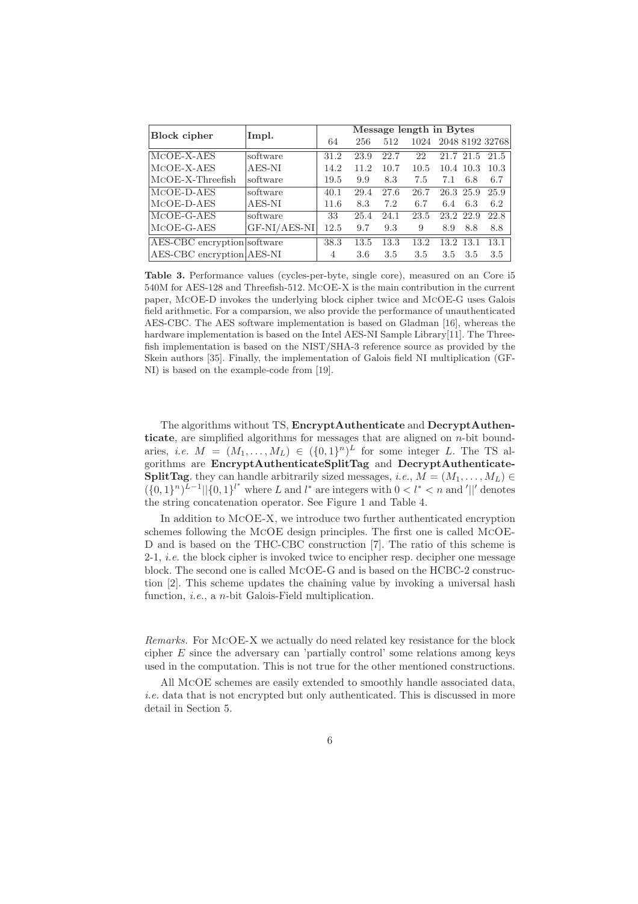| Block cipher | Impl. | Message length in Bytes | | | | | | |
|---|---|---|---|---|---|---|---|---|
| | | 64 | 256 | 512 | 1024 | 2048 | 8192 | 32768 |
| McOE-X-AES | software | 31.2 | 23.9 | 22.7 | 22 | 21.7 | 21.5 | 21.5 |
| McOE-X-AES | AES-NI | 14.2 | 11.2 | 10.7 | 10.5 | 10.4 | 10.3 | 10.3 |
| McOE-X-Threefish | software | 19.5 | 9.9 | 8.3 | 7.5 | 7.1 | 6.8 | 6.7 |
| McOE-D-AES | software | 40.1 | 29.4 | 27.6 | 26.7 | 26.3 | 25.9 | 25.9 |
| McOE-D-AES | AES-NI | 11.6 | 8.3 | 7.2 | 6.7 | 6.4 | 6.3 | 6.2 |
| McOE-G-AES | software | 33 | 25.4 | 24.1 | 23.5 | 23.2 | 22.9 | 22.8 |
| McOE-G-AES | GF-NI/AES-NI | 12.5 | 9.7 | 9.3 | 9 | 8.9 | 8.8 | 8.8 |
| AES-CBC encryption | software | 38.3 | 13.5 | 13.3 | 13.2 | 13.2 | 13.1 | 13.1 |
| AES-CBC encryption | AES-NI | 4 | 3.6 | 3.5 | 3.5 | 3.5 | 3.5 | 3.5 |

**Table 3.** Performance values (cycles-per-byte, single core), measured on an Core i5 540M for AES-128 and Threefish-512. McOE-X is the main contribution in the current paper, McOE-D invokes the underlying block cipher twice and McOE-G uses Galois field arithmetic. For a comparsion, we also provide the performance of unauthenticated AES-CBC. The AES software implementation is based on Gladman [16], whereas the hardware implementation is based on the Intel AES-NI Sample Library[11]. The Threefish implementation is based on the NIST/SHA-3 reference source as provided by the Skein authors [35]. Finally, the implementation of Galois field NI multiplication (GF-NI) is based on the example-code from [19].

The algorithms without TS, **EncryptAuthenticate** and **DecryptAuthenticate**, are simplified algorithms for messages that are aligned on $n$-bit boundaries, *i.e.* $M = (M_1, \ldots, M_L) \in (\{0,1\}^n)^L$ for some integer $L$. The TS algorithms are **EncryptAuthenticateSplitTag** and **DecryptAuthenticateSplitTag**. they can handle arbitrarily sized messages, *i.e.*, $M = (M_1, \ldots, M_L) \in (\{0,1\}^n)^{L-1} || \{0,1\}^{l^*}$ where $L$ and $l^*$ are integers with $0 < l^* < n$ and $'||'$ denotes the string concatenation operator. See Figure 1 and Table 4.

In addition to McOE-X, we introduce two further authenticated encryption schemes following the McOE design principles. The first one is called McOE-D and is based on the THC-CBC construction [7]. The ratio of this scheme is 2-1, *i.e.* the block cipher is invoked twice to encipher resp. decipher one message block. The second one is called McOE-G and is based on the HCBC-2 construction [2]. This scheme updates the chaining value by invoking a universal hash function, *i.e.*, a $n$-bit Galois-Field multiplication.

*Remarks.* For McOE-X we actually do need related key resistance for the block cipher $E$ since the adversary can 'partially control' some relations among keys used in the computation. This is not true for the other mentioned constructions.

All McOE schemes are easily extended to smoothly handle associated data, *i.e.* data that is not encrypted but only authenticated. This is discussed in more detail in Section 5.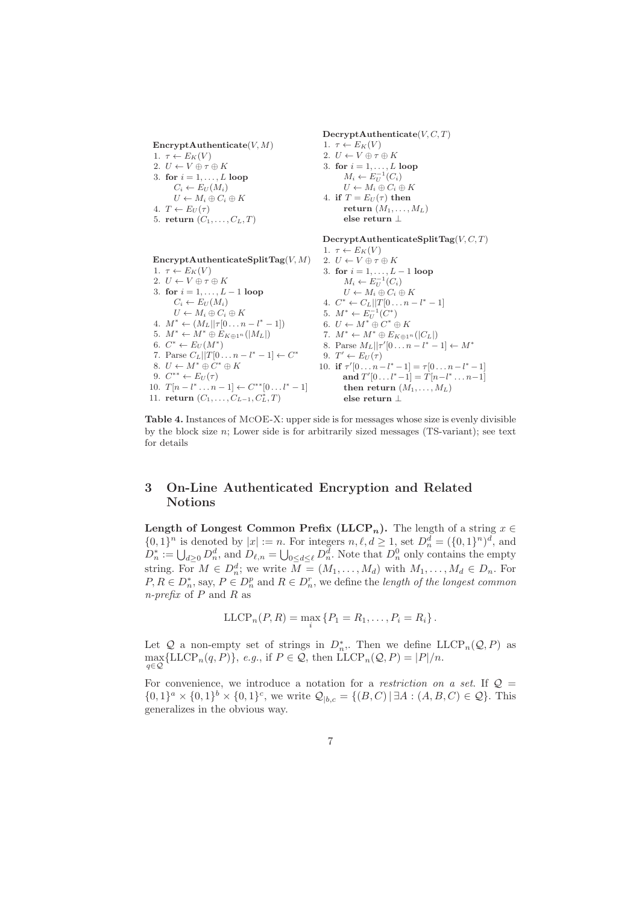**EncryptAuthenticate**$(V, M)$
1. $\tau \leftarrow E_K(V)$
2. $U \leftarrow V \oplus \tau \oplus K$
3. **for** $i = 1, \ldots, L$ **loop**
   $C_i \leftarrow E_U(M_i)$
   $U \leftarrow M_i \oplus C_i \oplus K$
4. $T \leftarrow E_U(\tau)$
5. **return** $(C_1, \ldots, C_L, T)$

**DecryptAuthenticate**$(V, C, T)$
1. $\tau \leftarrow E_K(V)$
2. $U \leftarrow V \oplus \tau \oplus K$
3. **for** $i = 1, \ldots, L$ **loop**
   $M_i \leftarrow E_U^{-1}(C_i)$
   $U \leftarrow M_i \oplus C_i \oplus K$
4. **if** $T = E_U(\tau)$ **then**
   **return** $(M_1, \ldots, M_L)$
   **else return** $\perp$

**EncryptAuthenticateSplitTag**$(V, M)$
1. $\tau \leftarrow E_K(V)$
2. $U \leftarrow V \oplus \tau \oplus K$
3. **for** $i = 1, \ldots, L-1$ **loop**
   $C_i \leftarrow E_U(M_i)$
   $U \leftarrow M_i \oplus C_i \oplus K$
4. $M^* \leftarrow (M_L || \tau[0 \ldots n - l^* - 1])$
5. $M^* \leftarrow M^* \oplus E_{K \oplus 1^n}(|M_L|)$
6. $C^* \leftarrow E_U(M^*)$
7. Parse $C_L || T[0 \ldots n - l^* - 1] \leftarrow C^*$
8. $U \leftarrow M^* \oplus C^* \oplus K$
9. $C^{**} \leftarrow E_U(\tau)$
10. $T[n - l^* \ldots n-1] \leftarrow C^{**}[0 \ldots l^* - 1]$
11. **return** $(C_1, \ldots, C_{L-1}, C_L^*, T)$

**DecryptAuthenticateSplitTag**$(V, C, T)$
1. $\tau \leftarrow E_K(V)$
2. $U \leftarrow V \oplus \tau \oplus K$
3. **for** $i = 1, \ldots, L-1$ **loop**
   $M_i \leftarrow E_U^{-1}(C_i)$
   $U \leftarrow M_i \oplus C_i \oplus K$
4. $C^* \leftarrow C_L || T[0 \ldots n - l^* - 1]$
5. $M^* \leftarrow E_U^{-1}(C^*)$
6. $U \leftarrow M^* \oplus C^* \oplus K$
7. $M^* \leftarrow M^* \oplus E_{K \oplus 1^n}(|C_L|)$
8. Parse $M_L || \tau'[0 \ldots n - l^* - 1] \leftarrow M^*$
9. $T' \leftarrow E_U(\tau)$
10. **if** $\tau'[0 \ldots n - l^* - 1] = \tau[0 \ldots n - l^* - 1]$
    **and** $T'[0 \ldots l^* - 1] = T[n - l^* \ldots n-1]$
    **then return** $(M_1, \ldots, M_L)$
    **else return** $\perp$

**Table 4.** Instances of McOE-X: upper side is for messages whose size is evenly divisible by the block size $n$; Lower side is for arbitrarily sized messages (TS-variant); see text for details

## 3 On-Line Authenticated Encryption and Related Notions

**Length of Longest Common Prefix ($\mathbf{LLCP}_n$).** The length of a string $x \in \{0,1\}^n$ is denoted by $|x| := n$. For integers $n, \ell, d \geq 1$, set $D_n^d = (\{0,1\}^n)^d$, and $D_n^* := \bigcup_{d \geq 0} D_n^d$, and $D_{\ell,n} = \bigcup_{0 \leq d \leq \ell} D_n^d$. Note that $D_n^0$ only contains the empty string. For $M \in D_n^d$; we write $M = (M_1, \ldots, M_d)$ with $M_1, \ldots, M_d \in D_n$. For $P, R \in D_n^*$, say, $P \in D_n^p$ and $R \in D_n^r$, we define the *length of the longest common n-prefix* of $P$ and $R$ as

$$\mathrm{LLCP}_n(P, R) = \max_i \{P_1 = R_1, \ldots, P_i = R_i\}.$$

Let $\mathcal{Q}$ a non-empty set of strings in $D_n^*$,. Then we define $\mathrm{LLCP}_n(\mathcal{Q}, P)$ as $\max_{q \in \mathcal{Q}}\{\mathrm{LLCP}_n(q, P)\}$, *e.g.*, if $P \in \mathcal{Q}$, then $\mathrm{LLCP}_n(\mathcal{Q}, P) = |P|/n$.

For convenience, we introduce a notation for a *restriction on a set*. If $\mathcal{Q} = \{0,1\}^a \times \{0,1\}^b \times \{0,1\}^c$, we write $\mathcal{Q}_{|b,c} = \{(B, C) \,|\, \exists A : (A, B, C) \in \mathcal{Q}\}$. This generalizes in the obvious way.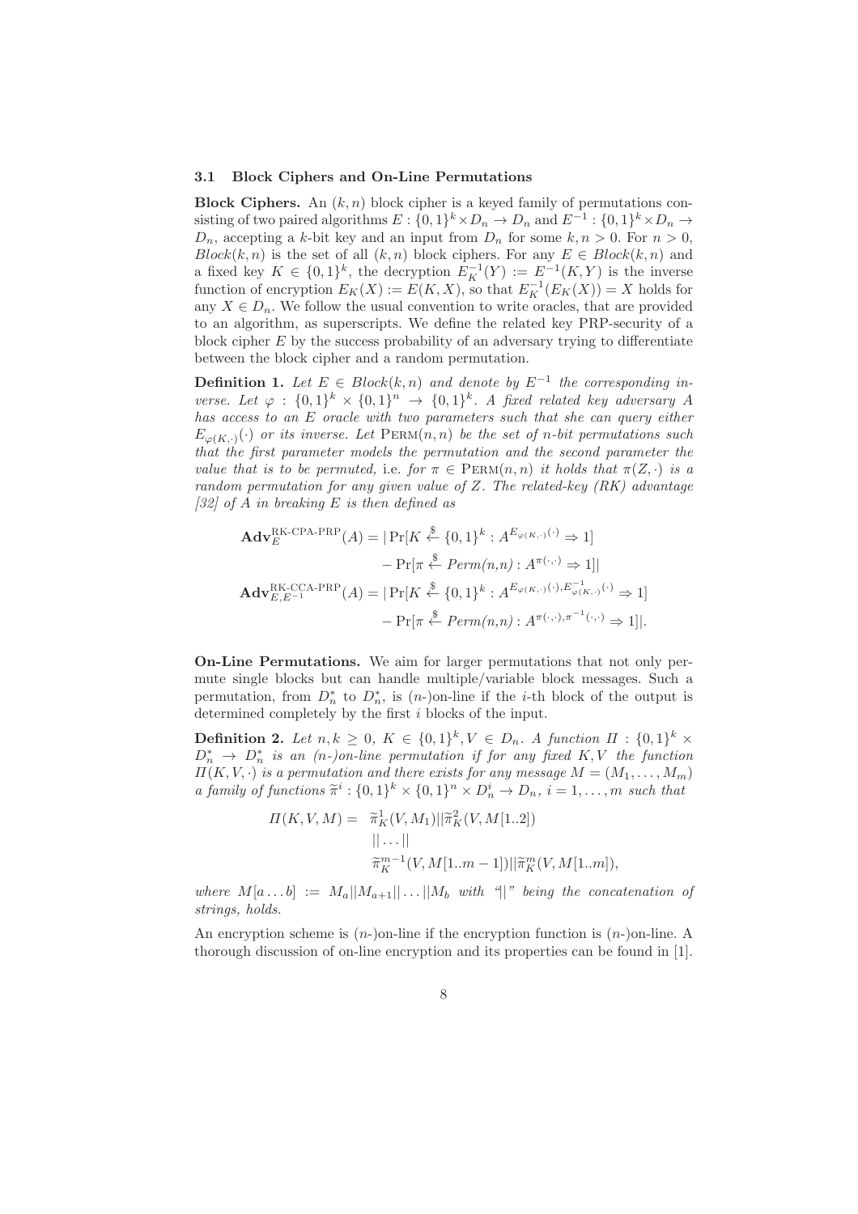### 3.1 Block Ciphers and On-Line Permutations

**Block Ciphers.** An $(k, n)$ block cipher is a keyed family of permutations consisting of two paired algorithms $E : \{0,1\}^k \times D_n \to D_n$ and $E^{-1} : \{0,1\}^k \times D_n \to D_n$, accepting a $k$-bit key and an input from $D_n$ for some $k, n > 0$. For $n > 0$, $Block(k, n)$ is the set of all $(k, n)$ block ciphers. For any $E \in Block(k, n)$ and a fixed key $K \in \{0,1\}^k$, the decryption $E_K^{-1}(Y) := E^{-1}(K, Y)$ is the inverse function of encryption $E_K(X) := E(K, X)$, so that $E_K^{-1}(E_K(X)) = X$ holds for any $X \in D_n$. We follow the usual convention to write oracles, that are provided to an algorithm, as superscripts. We define the related key PRP-security of a block cipher $E$ by the success probability of an adversary trying to differentiate between the block cipher and a random permutation.

**Definition 1.** *Let $E \in Block(k, n)$ and denote by $E^{-1}$ the corresponding inverse. Let $\varphi : \{0,1\}^k \times \{0,1\}^n \to \{0,1\}^k$. A fixed related key adversary $A$ has access to an $E$ oracle with two parameters such that she can query either $E_{\varphi(K,\cdot)}(\cdot)$ or its inverse. Let $\mathrm{PERM}(n, n)$ be the set of $n$-bit permutations such that the first parameter models the permutation and the second parameter the value that is to be permuted,* i.e. *for $\pi \in \mathrm{PERM}(n, n)$ it holds that $\pi(Z, \cdot)$ is a random permutation for any given value of $Z$. The related-key (RK) advantage [32] of $A$ in breaking $E$ is then defined as*

$$\mathbf{Adv}_E^{\text{RK-CPA-PRP}}(A) = |\Pr[K \xleftarrow{\$} \{0,1\}^k : A^{E_{\varphi(K,\cdot)}(\cdot)} \Rightarrow 1] - \Pr[\pi \xleftarrow{\$} Perm(n,n) : A^{\pi(\cdot,\cdot)} \Rightarrow 1]|$$

$$\mathbf{Adv}_{E,E^{-1}}^{\text{RK-CCA-PRP}}(A) = |\Pr[K \xleftarrow{\$} \{0,1\}^k : A^{E_{\varphi(K,\cdot)}(\cdot), E^{-1}_{\varphi(K,\cdot)}(\cdot)} \Rightarrow 1] - \Pr[\pi \xleftarrow{\$} Perm(n,n) : A^{\pi(\cdot,\cdot), \pi^{-1}(\cdot,\cdot)} \Rightarrow 1]|.$$

**On-Line Permutations.** We aim for larger permutations that not only permute single blocks but can handle multiple/variable block messages. Such a permutation, from $D_n^*$ to $D_n^*$, is $(n$-)on-line if the $i$-th block of the output is determined completely by the first $i$ blocks of the input.

**Definition 2.** *Let $n, k \geq 0$, $K \in \{0,1\}^k, V \in D_n$. A function $\Pi : \{0,1\}^k \times D_n^* \to D_n^*$ is an $(n$-)on-line permutation if for any fixed $K, V$ the function $\Pi(K, V, \cdot)$ is a permutation and there exists for any message $M = (M_1, \ldots, M_m)$ a family of functions $\widetilde{\pi}^i : \{0,1\}^k \times \{0,1\}^n \times D_n^i \to D_n$, $i = 1, \ldots, m$ such that*

$$\begin{aligned}\Pi(K, V, M) = \;& \widetilde{\pi}_K^1(V, M_1) || \widetilde{\pi}_K^2(V, M[1..2]) \\ & || \ldots || \\ & \widetilde{\pi}_K^{m-1}(V, M[1..m-1]) || \widetilde{\pi}_K^m(V, M[1..m]),\end{aligned}$$

*where $M[a \ldots b] := M_a || M_{a+1} || \ldots || M_b$ with "$||$" being the concatenation of strings, holds.*

An encryption scheme is $(n$-)on-line if the encryption function is $(n$-)on-line. A thorough discussion of on-line encryption and its properties can be found in [1].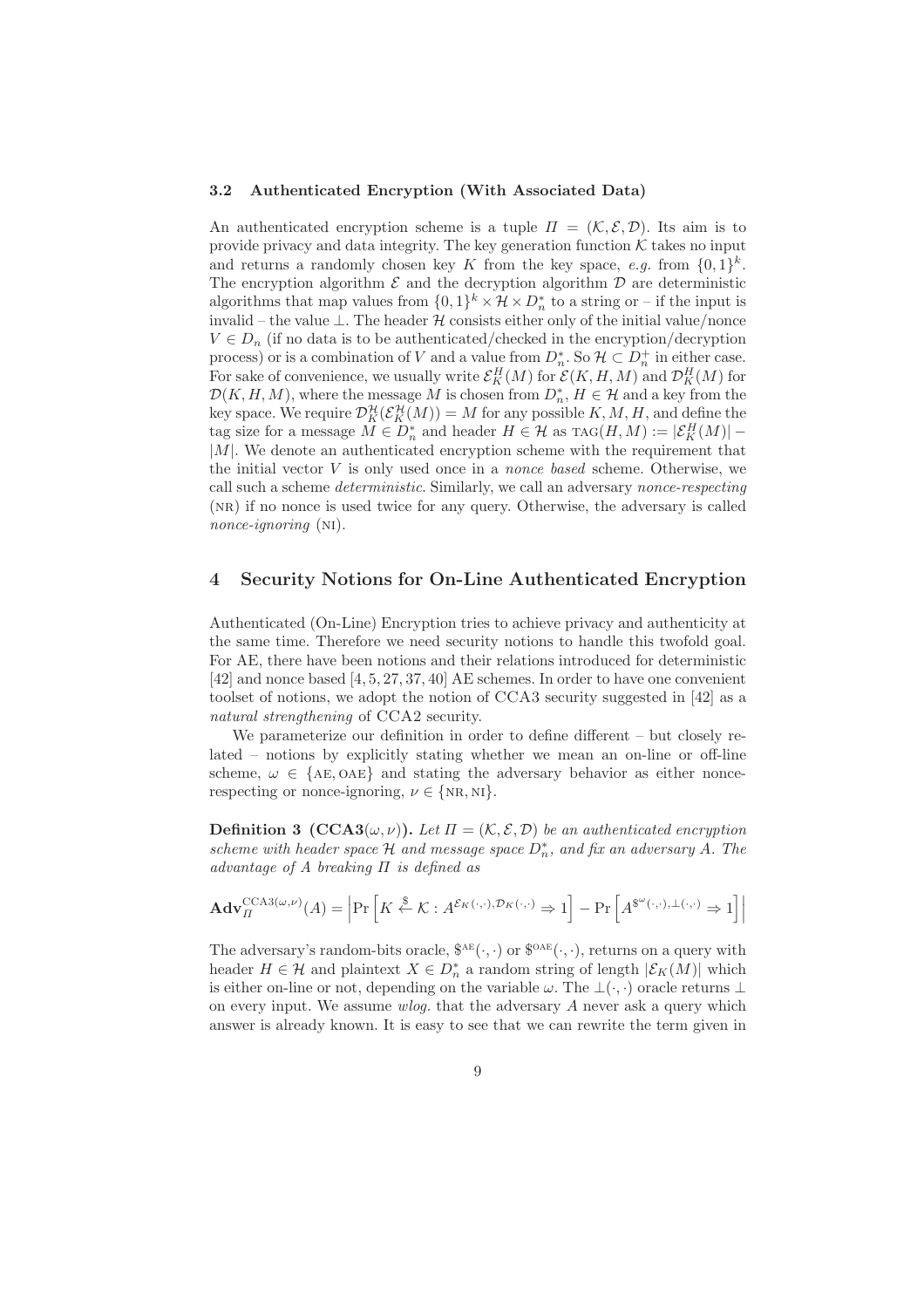### 3.2 Authenticated Encryption (With Associated Data)

An authenticated encryption scheme is a tuple $\Pi = (\mathcal{K}, \mathcal{E}, \mathcal{D})$. Its aim is to provide privacy and data integrity. The key generation function $\mathcal{K}$ takes no input and returns a randomly chosen key $K$ from the key space, *e.g.* from $\{0,1\}^k$. The encryption algorithm $\mathcal{E}$ and the decryption algorithm $\mathcal{D}$ are deterministic algorithms that map values from $\{0,1\}^k \times \mathcal{H} \times D_n^*$ to a string or – if the input is invalid – the value $\bot$. The header $\mathcal{H}$ consists either only of the initial value/nonce $V \in D_n$ (if no data is to be authenticated/checked in the encryption/decryption process) or is a combination of $V$ and a value from $D_n^*$. So $\mathcal{H} \subset D_n^+$ in either case. For sake of convenience, we usually write $\mathcal{E}_K^H(M)$ for $\mathcal{E}(K, H, M)$ and $\mathcal{D}_K^H(M)$ for $\mathcal{D}(K, H, M)$, where the message $M$ is chosen from $D_n^*$, $H \in \mathcal{H}$ and a key from the key space. We require $\mathcal{D}_K^{\mathcal{H}}(\mathcal{E}_K^{\mathcal{H}}(M)) = M$ for any possible $K, M, H$, and define the tag size for a message $M \in D_n^*$ and header $H \in \mathcal{H}$ as $\text{TAG}(H, M) := |\mathcal{E}_K^H(M)| - |M|$. We denote an authenticated encryption scheme with the requirement that the initial vector $V$ is only used once in a *nonce based* scheme. Otherwise, we call such a scheme *deterministic*. Similarly, we call an adversary *nonce-respecting* (NR) if no nonce is used twice for any query. Otherwise, the adversary is called *nonce-ignoring* (NI).

## 4 Security Notions for On-Line Authenticated Encryption

Authenticated (On-Line) Encryption tries to achieve privacy and authenticity at the same time. Therefore we need security notions to handle this twofold goal. For AE, there have been notions and their relations introduced for deterministic [42] and nonce based [4, 5, 27, 37, 40] AE schemes. In order to have one convenient toolset of notions, we adopt the notion of CCA3 security suggested in [42] as a *natural strengthening* of CCA2 security.

We parameterize our definition in order to define different – but closely related – notions by explicitly stating whether we mean an on-line or off-line scheme, $\omega \in \{\text{AE}, \text{OAE}\}$ and stating the adversary behavior as either nonce-respecting or nonce-ignoring, $\nu \in \{\text{NR}, \text{NI}\}$.

**Definition 3 (CCA3$(\omega, \nu)$).** *Let $\Pi = (\mathcal{K}, \mathcal{E}, \mathcal{D})$ be an authenticated encryption scheme with header space $\mathcal{H}$ and message space $D_n^*$, and fix an adversary $A$. The advantage of $A$ breaking $\Pi$ is defined as*

$$\mathbf{Adv}_{\Pi}^{\text{CCA3}(\omega,\nu)}(A) = \left| \Pr\left[ K \xleftarrow{\$} \mathcal{K} : A^{\mathcal{E}_K(\cdot,\cdot), \mathcal{D}_K(\cdot,\cdot)} \Rightarrow 1 \right] - \Pr\left[ A^{\$^{\omega}(\cdot,\cdot), \bot(\cdot,\cdot)} \Rightarrow 1 \right] \right|$$

The adversary's random-bits oracle, $\$^{\text{AE}}(\cdot,\cdot)$ or $\$^{\text{OAE}}(\cdot,\cdot)$, returns on a query with header $H \in \mathcal{H}$ and plaintext $X \in D_n^*$ a random string of length $|\mathcal{E}_K(M)|$ which is either on-line or not, depending on the variable $\omega$. The $\bot(\cdot,\cdot)$ oracle returns $\bot$ on every input. We assume *wlog.* that the adversary $A$ never ask a query which answer is already known. It is easy to see that we can rewrite the term given in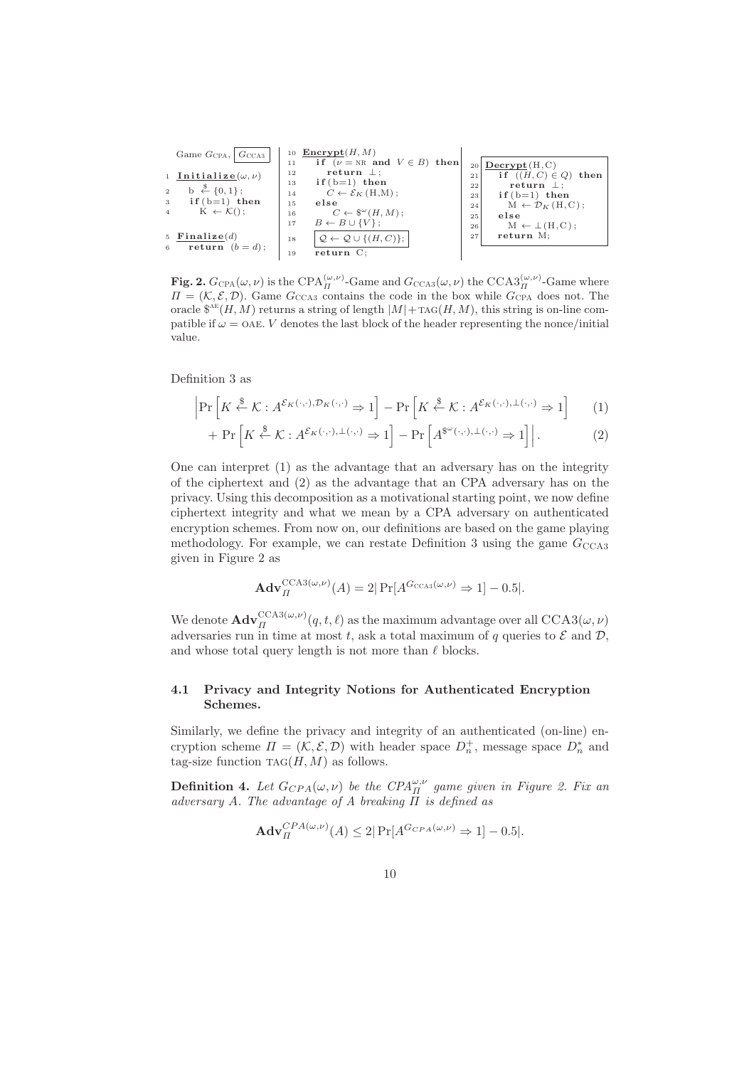```
Game G_CPA, [G_CCA3]

1  Initialize(ω, ν)
2    b ←$ {0,1};
3    if(b=1) then
4      K ← K();

5  Finalize(d)
6    return (b = d);

10 Encrypt(H, M)
11   if (ν = NR and V ∈ B) then
12     return ⊥;
13   if(b=1) then
14     C ← E_K(H,M);
15   else
16     C ← $^ω(H, M);
17   B ← B ∪ {V};
18   [Q ← Q ∪ {(H, C)};]
19   return C;

20 [Decrypt(H,C)
21   if ((H,C) ∈ Q) then
22     return ⊥;
23   if(b=1) then
24     M ← D_K(H,C);
25   else
26     M ← ⊥(H,C);
27   return M;]
```

**Fig. 2.** $G_{\text{CPA}}(\omega, \nu)$ is the $\text{CPA}_{\Pi}^{(\omega,\nu)}$-Game and $G_{\text{CCA3}}(\omega, \nu)$ the $\text{CCA3}_{\Pi}^{(\omega,\nu)}$-Game where $\Pi = (\mathcal{K}, \mathcal{E}, \mathcal{D})$. Game $G_{\text{CCA3}}$ contains the code in the box while $G_{\text{CPA}}$ does not. The oracle $\$^{\text{AE}}(H, M)$ returns a string of length $|M| + \text{TAG}(H, M)$, this string is on-line compatible if $\omega = \text{OAE}$. $V$ denotes the last block of the header representing the nonce/initial value.

Definition 3 as

$$\left| \Pr\left[K \xleftarrow{\$} \mathcal{K} : A^{\mathcal{E}_K(\cdot,\cdot),\mathcal{D}_K(\cdot,\cdot)} \Rightarrow 1\right] - \Pr\left[K \xleftarrow{\$} \mathcal{K} : A^{\mathcal{E}_K(\cdot,\cdot),\perp(\cdot,\cdot)} \Rightarrow 1\right] \right. \quad (1)$$

$$\left. + \Pr\left[K \xleftarrow{\$} \mathcal{K} : A^{\mathcal{E}_K(\cdot,\cdot),\perp(\cdot,\cdot)} \Rightarrow 1\right] - \Pr\left[A^{\$^{\omega}(\cdot,\cdot),\perp(\cdot,\cdot)} \Rightarrow 1\right] \right|. \quad (2)$$

One can interpret (1) as the advantage that an adversary has on the integrity of the ciphertext and (2) as the advantage that an CPA adversary has on the privacy. Using this decomposition as a motivational starting point, we now define ciphertext integrity and what we mean by a CPA adversary on authenticated encryption schemes. From now on, our definitions are based on the game playing methodology. For example, we can restate Definition 3 using the game $G_{\text{CCA3}}$ given in Figure 2 as

$$\mathbf{Adv}_{\Pi}^{\text{CCA3}(\omega,\nu)}(A) = 2|\Pr[A^{G_{\text{CCA3}}(\omega,\nu)} \Rightarrow 1] - 0.5|.$$

We denote $\mathbf{Adv}_{\Pi}^{\text{CCA3}(\omega,\nu)}(q, t, \ell)$ as the maximum advantage over all $\text{CCA3}(\omega, \nu)$ adversaries run in time at most $t$, ask a total maximum of $q$ queries to $\mathcal{E}$ and $\mathcal{D}$, and whose total query length is not more than $\ell$ blocks.

### 4.1 Privacy and Integrity Notions for Authenticated Encryption Schemes.

Similarly, we define the privacy and integrity of an authenticated (on-line) encryption scheme $\Pi = (\mathcal{K}, \mathcal{E}, \mathcal{D})$ with header space $D_n^+$, message space $D_n^*$ and tag-size function $\text{TAG}(H, M)$ as follows.

**Definition 4.** *Let $G_{CPA}(\omega, \nu)$ be the $CPA_{\Pi}^{\omega,\nu}$ game given in Figure 2. Fix an adversary $A$. The advantage of $A$ breaking $\Pi$ is defined as*

$$\mathbf{Adv}_{\Pi}^{CPA(\omega,\nu)}(A) \leq 2|\Pr[A^{G_{CPA}(\omega,\nu)} \Rightarrow 1] - 0.5|.$$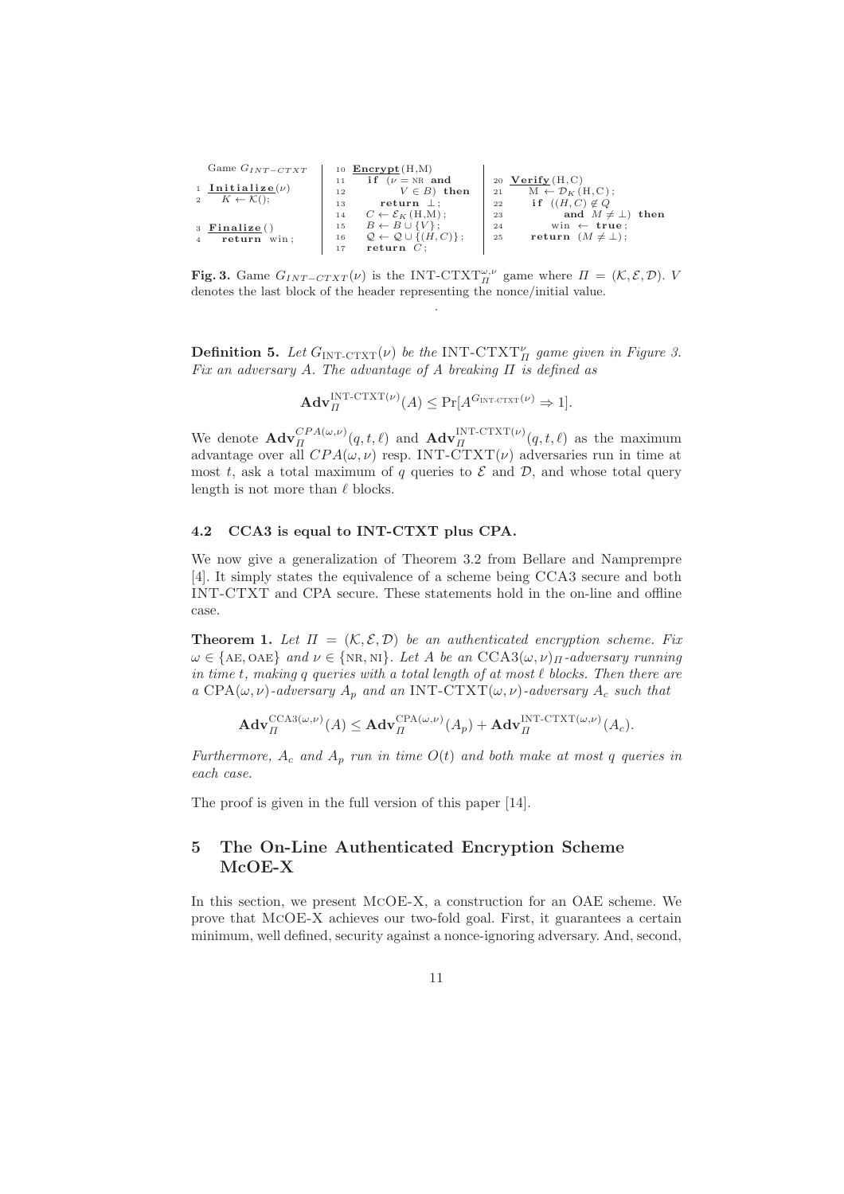```
Game G_{INT-CTXT}

1  Initialize(ν)
2    K ← K();

3  Finalize()
4    return win;

10 Encrypt(H,M)
11   if (ν = NR and
12        V ∈ B) then
13     return ⊥;
14   C ← E_K(H,M);
15   B ← B ∪ {V};
16   Q ← Q ∪ {(H,C)};
17   return C;

20 Verify(H,C)
21   M ← D_K(H,C);
22   if ((H,C) ∉ Q
23        and M ≠ ⊥) then
24     win ← true;
25   return (M ≠ ⊥);
```

**Fig. 3.** Game $G_{INT-CTXT}(\nu)$ is the $\text{INT-CTXT}_{\Pi}^{\omega,\nu}$ game where $\Pi = (\mathcal{K}, \mathcal{E}, \mathcal{D})$. $V$ denotes the last block of the header representing the nonce/initial value.

**Definition 5.** *Let $G_{\text{INT-CTXT}}(\nu)$ be the $\text{INT-CTXT}_{\Pi}^{\nu}$ game given in Figure 3. Fix an adversary $A$. The advantage of $A$ breaking $\Pi$ is defined as*

$$\mathbf{Adv}_{\Pi}^{\text{INT-CTXT}(\nu)}(A) \leq \Pr[A^{G_{\text{INT-CTXT}}(\nu)} \Rightarrow 1].$$

We denote $\mathbf{Adv}_{\Pi}^{CPA(\omega,\nu)}(q,t,\ell)$ and $\mathbf{Adv}_{\Pi}^{\text{INT-CTXT}(\nu)}(q,t,\ell)$ as the maximum advantage over all $CPA(\omega,\nu)$ resp. $\text{INT-CTXT}(\nu)$ adversaries run in time at most $t$, ask a total maximum of $q$ queries to $\mathcal{E}$ and $\mathcal{D}$, and whose total query length is not more than $\ell$ blocks.

### 4.2 CCA3 is equal to INT-CTXT plus CPA.

We now give a generalization of Theorem 3.2 from Bellare and Namprempre [4]. It simply states the equivalence of a scheme being CCA3 secure and both INT-CTXT and CPA secure. These statements hold in the on-line and offline case.

**Theorem 1.** *Let $\Pi = (\mathcal{K}, \mathcal{E}, \mathcal{D})$ be an authenticated encryption scheme. Fix $\omega \in \{\text{AE}, \text{OAE}\}$ and $\nu \in \{\text{NR}, \text{NI}\}$. Let $A$ be an $\text{CCA3}(\omega,\nu)_{\Pi}$-adversary running in time $t$, making $q$ queries with a total length of at most $\ell$ blocks. Then there are a $\text{CPA}(\omega,\nu)$-adversary $A_p$ and an $\text{INT-CTXT}(\omega,\nu)$-adversary $A_c$ such that*

$$\mathbf{Adv}_{\Pi}^{\text{CCA3}(\omega,\nu)}(A) \leq \mathbf{Adv}_{\Pi}^{\text{CPA}(\omega,\nu)}(A_p) + \mathbf{Adv}_{\Pi}^{\text{INT-CTXT}(\omega,\nu)}(A_c).$$

*Furthermore, $A_c$ and $A_p$ run in time $O(t)$ and both make at most $q$ queries in each case.*

The proof is given in the full version of this paper [14].

## 5 The On-Line Authenticated Encryption Scheme McOE-X

In this section, we present McOE-X, a construction for an OAE scheme. We prove that McOE-X achieves our two-fold goal. First, it guarantees a certain minimum, well defined, security against a nonce-ignoring adversary. And, second,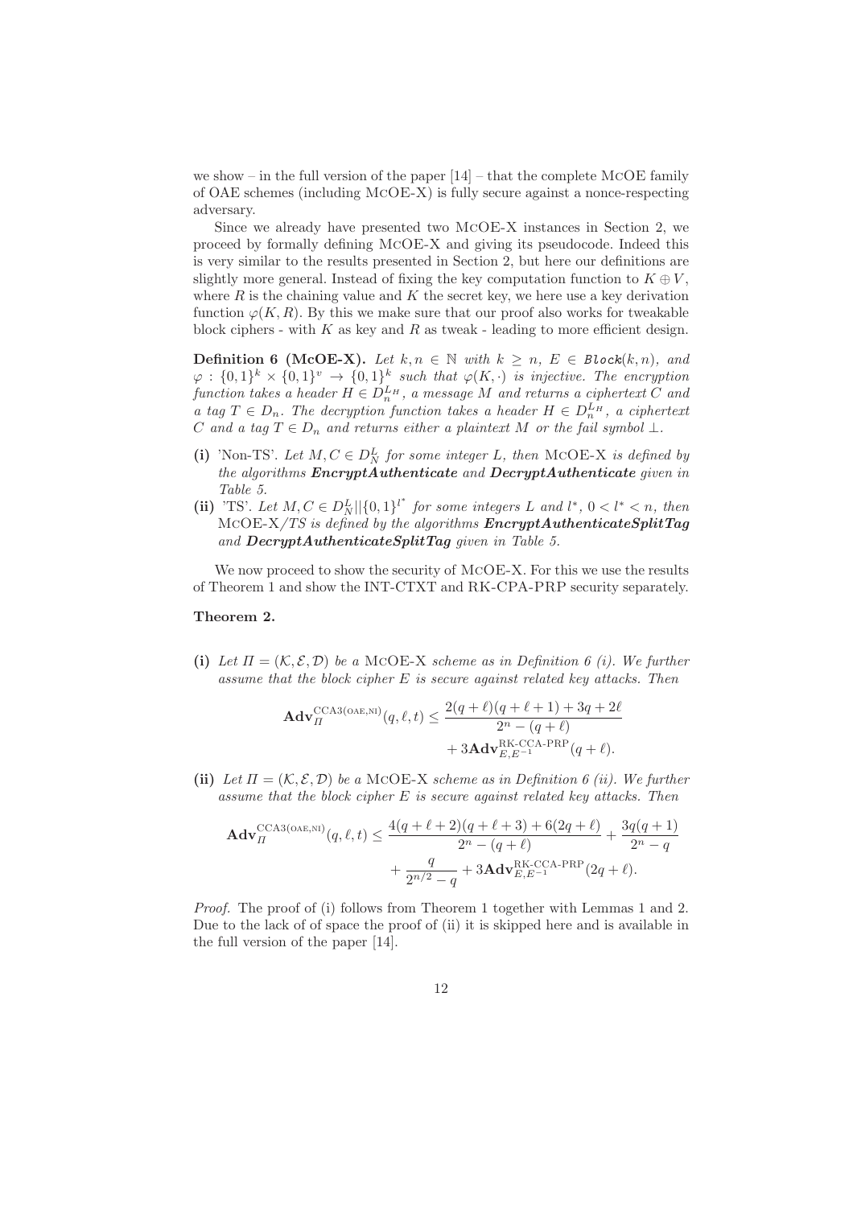we show – in the full version of the paper [14] – that the complete McOE family of OAE schemes (including McOE-X) is fully secure against a nonce-respecting adversary.

Since we already have presented two McOE-X instances in Section 2, we proceed by formally defining McOE-X and giving its pseudocode. Indeed this is very similar to the results presented in Section 2, but here our definitions are slightly more general. Instead of fixing the key computation function to $K \oplus V$, where $R$ is the chaining value and $K$ the secret key, we here use a key derivation function $\varphi(K, R)$. By this we make sure that our proof also works for tweakable block ciphers - with $K$ as key and $R$ as tweak - leading to more efficient design.

**Definition 6 (McOE-X).** *Let $k, n \in \mathbb{N}$ with $k \geq n$, $E \in \mathit{Block}(k, n)$, and $\varphi : \{0,1\}^k \times \{0,1\}^v \to \{0,1\}^k$ such that $\varphi(K, \cdot)$ is injective. The encryption function takes a header $H \in D_n^{L_H}$, a message $M$ and returns a ciphertext $C$ and a tag $T \in D_n$. The decryption function takes a header $H \in D_n^{L_H}$, a ciphertext $C$ and a tag $T \in D_n$ and returns either a plaintext $M$ or the fail symbol $\perp$.*

**(i)** 'Non-TS'. *Let $M, C \in D_N^L$ for some integer $L$, then McOE-X is defined by the algorithms **EncryptAuthenticate** and **DecryptAuthenticate** given in Table 5.*

**(ii)** 'TS'. *Let $M, C \in D_N^L || \{0,1\}^{l^*}$ for some integers $L$ and $l^*$, $0 < l^* < n$, then McOE-X/TS is defined by the algorithms **EncryptAuthenticateSplitTag** and **DecryptAuthenticateSplitTag** given in Table 5.*

We now proceed to show the security of McOE-X. For this we use the results of Theorem 1 and show the INT-CTXT and RK-CPA-PRP security separately.

**Theorem 2.**

**(i)** *Let $\Pi = (\mathcal{K}, \mathcal{E}, \mathcal{D})$ be a McOE-X scheme as in Definition 6 (i). We further assume that the block cipher $E$ is secure against related key attacks. Then*

$$\mathbf{Adv}_{\Pi}^{\text{CCA3(OAE,NI)}}(q, \ell, t) \leq \frac{2(q+\ell)(q+\ell+1) + 3q + 2\ell}{2^n - (q+\ell)} + 3\mathbf{Adv}_{E,E^{-1}}^{\text{RK-CCA-PRP}}(q+\ell).$$

**(ii)** *Let $\Pi = (\mathcal{K}, \mathcal{E}, \mathcal{D})$ be a McOE-X scheme as in Definition 6 (ii). We further assume that the block cipher $E$ is secure against related key attacks. Then*

$$\mathbf{Adv}_{\Pi}^{\text{CCA3(OAE,NI)}}(q, \ell, t) \leq \frac{4(q+\ell+2)(q+\ell+3) + 6(2q+\ell)}{2^n - (q+\ell)} + \frac{3q(q+1)}{2^n - q} + \frac{q}{2^{n/2} - q} + 3\mathbf{Adv}_{E,E^{-1}}^{\text{RK-CCA-PRP}}(2q+\ell).$$

*Proof.* The proof of (i) follows from Theorem 1 together with Lemmas 1 and 2. Due to the lack of of space the proof of (ii) it is skipped here and is available in the full version of the paper [14].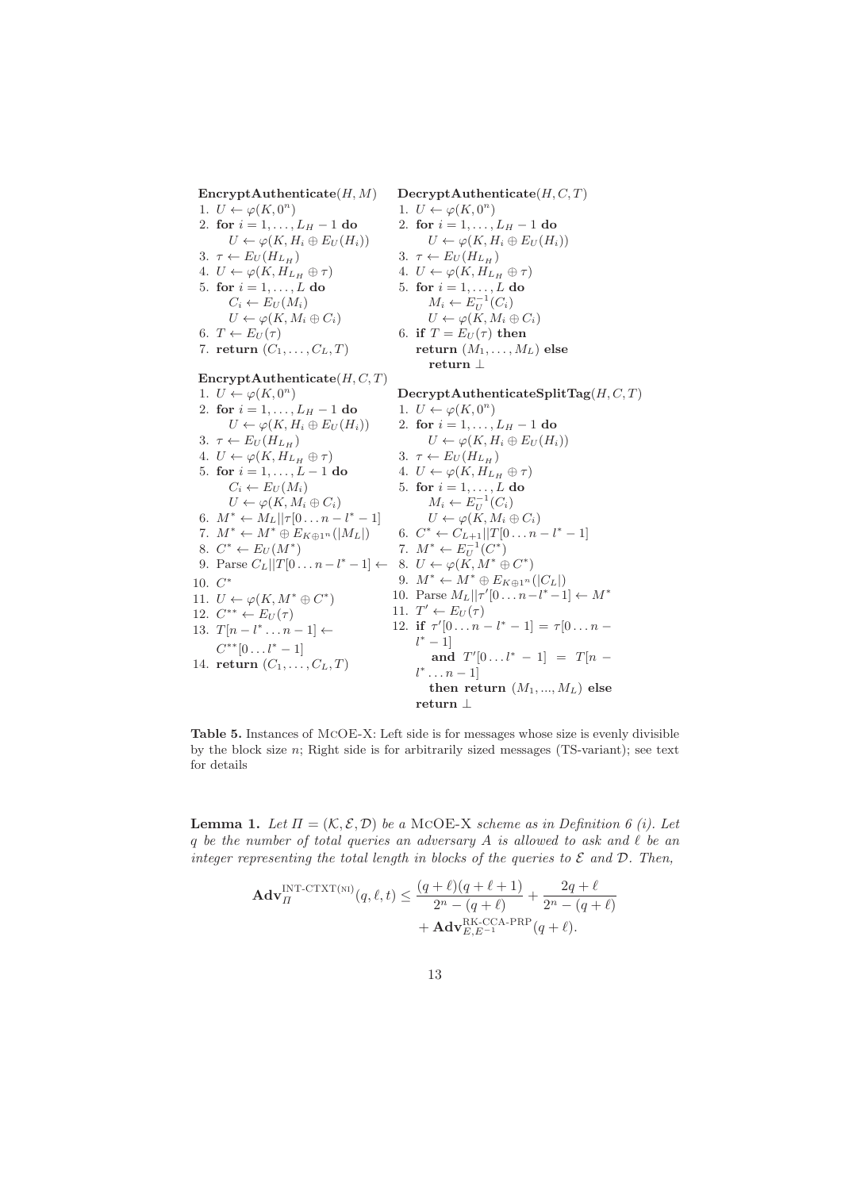**EncryptAuthenticate**$(H, M)$

1. $U \leftarrow \varphi(K, 0^n)$
2. **for** $i = 1, \ldots, L_H - 1$ **do**
   $U \leftarrow \varphi(K, H_i \oplus E_U(H_i))$
3. $\tau \leftarrow E_U(H_{L_H})$
4. $U \leftarrow \varphi(K, H_{L_H} \oplus \tau)$
5. **for** $i = 1, \ldots, L$ **do**
   $C_i \leftarrow E_U(M_i)$
   $U \leftarrow \varphi(K, M_i \oplus C_i)$
6. $T \leftarrow E_U(\tau)$
7. **return** $(C_1, \ldots, C_L, T)$

**DecryptAuthenticate**$(H, C, T)$

1. $U \leftarrow \varphi(K, 0^n)$
2. **for** $i = 1, \ldots, L_H - 1$ **do**
   $U \leftarrow \varphi(K, H_i \oplus E_U(H_i))$
3. $\tau \leftarrow E_U(H_{L_H})$
4. $U \leftarrow \varphi(K, H_{L_H} \oplus \tau)$
5. **for** $i = 1, \ldots, L$ **do**
   $M_i \leftarrow E_U^{-1}(C_i)$
   $U \leftarrow \varphi(K, M_i \oplus C_i)$
6. **if** $T = E_U(\tau)$ **then**
   **return** $(M_1, \ldots, M_L)$ **else**
   **return** $\perp$

**EncryptAuthenticate**$(H, C, T)$

1. $U \leftarrow \varphi(K, 0^n)$
2. **for** $i = 1, \ldots, L_H - 1$ **do**
   $U \leftarrow \varphi(K, H_i \oplus E_U(H_i))$
3. $\tau \leftarrow E_U(H_{L_H})$
4. $U \leftarrow \varphi(K, H_{L_H} \oplus \tau)$
5. **for** $i = 1, \ldots, L - 1$ **do**
   $C_i \leftarrow E_U(M_i)$
   $U \leftarrow \varphi(K, M_i \oplus C_i)$
6. $M^* \leftarrow M_L || \tau[0 \ldots n - l^* - 1]$
7. $M^* \leftarrow M^* \oplus E_{K \oplus 1^n}(|M_L|)$
8. $C^* \leftarrow E_U(M^*)$
9. Parse $C_L || T[0 \ldots n - l^* - 1] \leftarrow$
10. $C^*$
11. $U \leftarrow \varphi(K, M^* \oplus C^*)$
12. $C^{**} \leftarrow E_U(\tau)$
13. $T[n - l^* \ldots n - 1] \leftarrow$
    $C^{**}[0 \ldots l^* - 1]$
14. **return** $(C_1, \ldots, C_L, T)$

**DecryptAuthenticateSplitTag**$(H, C, T)$

1. $U \leftarrow \varphi(K, 0^n)$
2. **for** $i = 1, \ldots, L_H - 1$ **do**
   $U \leftarrow \varphi(K, H_i \oplus E_U(H_i))$
3. $\tau \leftarrow E_U(H_{L_H})$
4. $U \leftarrow \varphi(K, H_{L_H} \oplus \tau)$
5. **for** $i = 1, \ldots, L$ **do**
   $M_i \leftarrow E_U^{-1}(C_i)$
   $U \leftarrow \varphi(K, M_i \oplus C_i)$
6. $C^* \leftarrow C_{L+1} || T[0 \ldots n - l^* - 1]$
7. $M^* \leftarrow E_U^{-1}(C^*)$
8. $U \leftarrow \varphi(K, M^* \oplus C^*)$
9. $M^* \leftarrow M^* \oplus E_{K \oplus 1^n}(|C_L|)$
10. Parse $M_L || \tau'[0 \ldots n - l^* - 1] \leftarrow M^*$
11. $T' \leftarrow E_U(\tau)$
12. **if** $\tau'[0 \ldots n - l^* - 1] = \tau[0 \ldots n - l^* - 1]$
    **and** $T'[0 \ldots l^* - 1] = T[n - l^* \ldots n - 1]$
    **then return** $(M_1, ..., M_L)$ **else**
    **return** $\perp$

**Table 5.** Instances of McOE-X: Left side is for messages whose size is evenly divisible by the block size $n$; Right side is for arbitrarily sized messages (TS-variant); see text for details

**Lemma 1.** *Let $\Pi = (\mathcal{K}, \mathcal{E}, \mathcal{D})$ be a* McOE-X *scheme as in Definition 6 (i). Let $q$ be the number of total queries an adversary $A$ is allowed to ask and $\ell$ be an integer representing the total length in blocks of the queries to $\mathcal{E}$ and $\mathcal{D}$. Then,*

$$\mathbf{Adv}_{\Pi}^{\text{INT-CTXT(NI)}}(q, \ell, t) \leq \frac{(q + \ell)(q + \ell + 1)}{2^n - (q + \ell)} + \frac{2q + \ell}{2^n - (q + \ell)} + \mathbf{Adv}_{E,E^{-1}}^{\text{RK-CCA-PRP}}(q + \ell).$$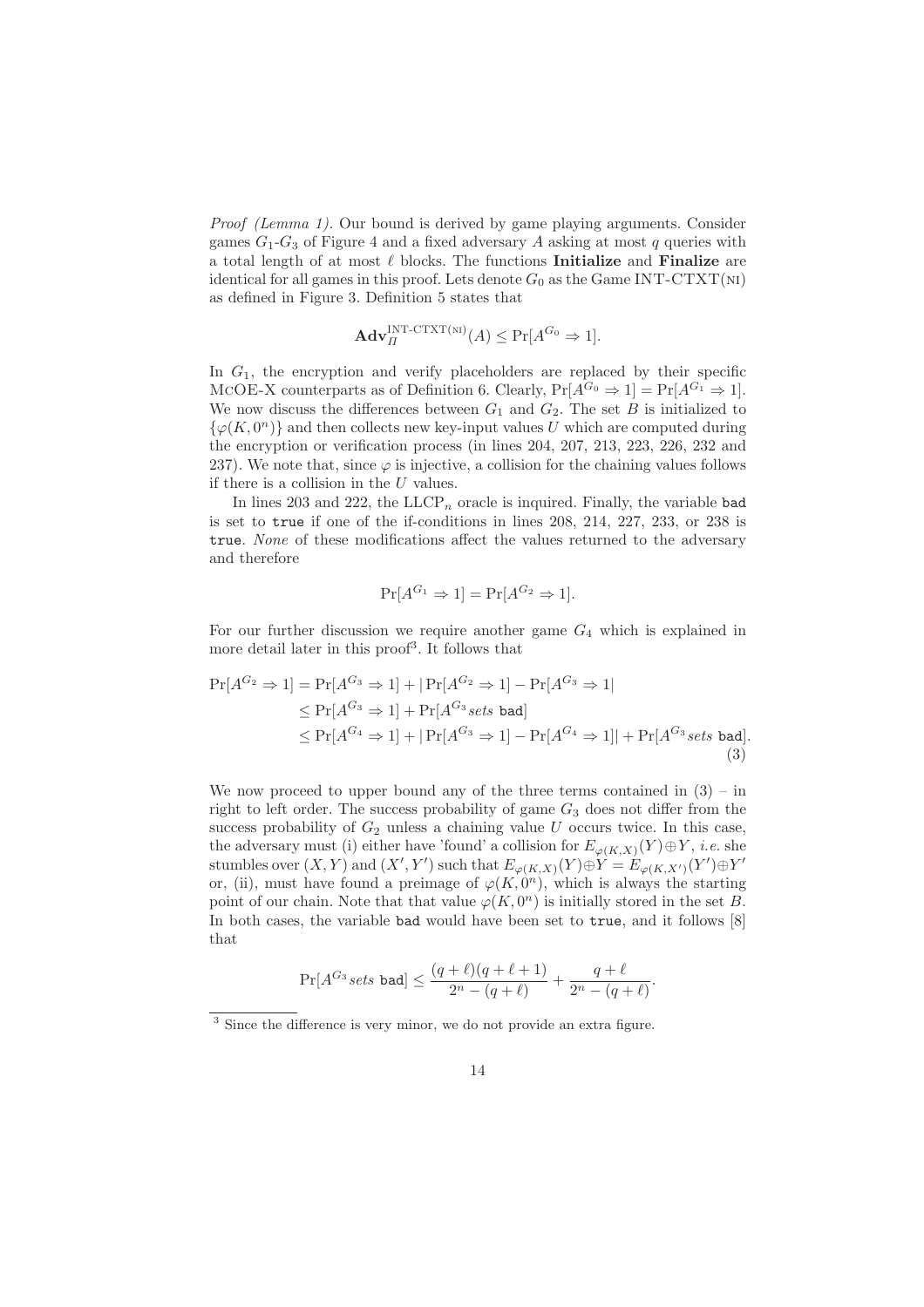*Proof (Lemma 1).* Our bound is derived by game playing arguments. Consider games $G_1$-$G_3$ of Figure 4 and a fixed adversary $A$ asking at most $q$ queries with a total length of at most $\ell$ blocks. The functions **Initialize** and **Finalize** are identical for all games in this proof. Lets denote $G_0$ as the Game INT-CTXT(NI) as defined in Figure 3. Definition 5 states that

$$\mathbf{Adv}_{\Pi}^{\text{INT-CTXT(NI)}}(A) \leq \Pr[A^{G_0} \Rightarrow 1].$$

In $G_1$, the encryption and verify placeholders are replaced by their specific McOE-X counterparts as of Definition 6. Clearly, $\Pr[A^{G_0} \Rightarrow 1] = \Pr[A^{G_1} \Rightarrow 1]$. We now discuss the differences between $G_1$ and $G_2$. The set $B$ is initialized to $\{\varphi(K, 0^n)\}$ and then collects new key-input values $U$ which are computed during the encryption or verification process (in lines 204, 207, 213, 223, 226, 232 and 237). We note that, since $\varphi$ is injective, a collision for the chaining values follows if there is a collision in the $U$ values.

In lines 203 and 222, the $\text{LLCP}_n$ oracle is inquired. Finally, the variable `bad` is set to `true` if one of the if-conditions in lines 208, 214, 227, 233, or 238 is `true`. *None* of these modifications affect the values returned to the adversary and therefore

$$\Pr[A^{G_1} \Rightarrow 1] = \Pr[A^{G_2} \Rightarrow 1].$$

For our further discussion we require another game $G_4$ which is explained in more detail later in this proof[3]. It follows that

$$\begin{aligned}
\Pr[A^{G_2} \Rightarrow 1] &= \Pr[A^{G_3} \Rightarrow 1] + |\Pr[A^{G_2} \Rightarrow 1] - \Pr[A^{G_3} \Rightarrow 1| \\
&\leq \Pr[A^{G_3} \Rightarrow 1] + \Pr[A^{G_3} \textit{sets } \texttt{bad}] \\
&\leq \Pr[A^{G_4} \Rightarrow 1] + |\Pr[A^{G_3} \Rightarrow 1] - \Pr[A^{G_4} \Rightarrow 1]| + \Pr[A^{G_3} \textit{sets } \texttt{bad}].
\end{aligned} \tag{3}$$

We now proceed to upper bound any of the three terms contained in (3) – in right to left order. The success probability of game $G_3$ does not differ from the success probability of $G_2$ unless a chaining value $U$ occurs twice. In this case, the adversary must (i) either have 'found' a collision for $E_{\varphi(K,X)}(Y) \oplus Y$, *i.e.* she stumbles over $(X, Y)$ and $(X', Y')$ such that $E_{\varphi(K,X)}(Y) \oplus Y = E_{\varphi(K,X')}(Y') \oplus Y'$ or, (ii), must have found a preimage of $\varphi(K, 0^n)$, which is always the starting point of our chain. Note that that value $\varphi(K, 0^n)$ is initially stored in the set $B$. In both cases, the variable `bad` would have been set to `true`, and it follows [8] that

$$\Pr[A^{G_3} \textit{sets } \texttt{bad}] \leq \frac{(q+\ell)(q+\ell+1)}{2^n - (q+\ell)} + \frac{q+\ell}{2^n - (q+\ell)}.$$

[3] Since the difference is very minor, we do not provide an extra figure.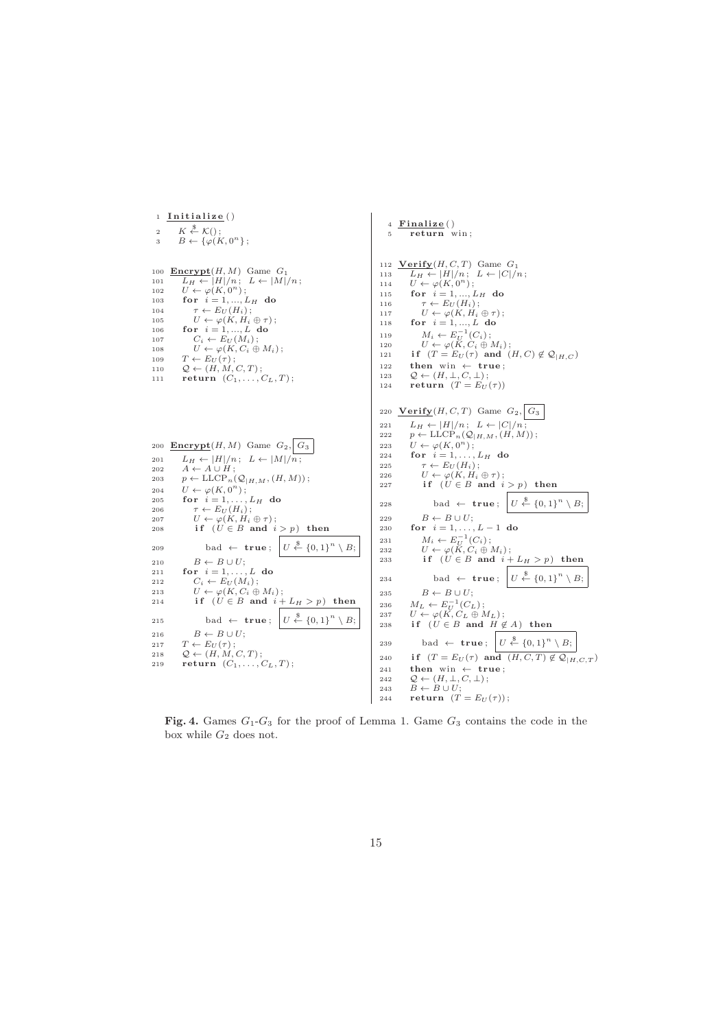```
1   Initialize()
2     K ←$ 𝒦();
3     B ← {φ(K, 0^n)};

100 Encrypt(H, M) Game G1
101   L_H ← |H|/n;  L ← |M|/n;
102   U ← φ(K, 0^n);
103   for i = 1, ..., L_H do
104     τ ← E_U(H_i);
105     U ← φ(K, H_i ⊕ τ);
106   for i = 1, ..., L do
107     C_i ← E_U(M_i);
108     U ← φ(K, C_i ⊕ M_i);
109   T ← E_U(τ);
110   𝒬 ← (H, M, C, T);
111   return (C_1, ..., C_L, T);

200 Encrypt(H, M) Game G2, [G3]
201   L_H ← |H|/n;  L ← |M|/n;
202   A ← A ∪ H;
203   p ← LLCP_n(𝒬|_{H,M}, (H, M));
204   U ← φ(K, 0^n);
205   for i = 1, ..., L_H do
206     τ ← E_U(H_i);
207     U ← φ(K, H_i ⊕ τ);
208     if (U ∈ B and i > p) then
209       bad ← true;  [U ←$ {0,1}^n \ B;]
210     B ← B ∪ U;
211   for i = 1, ..., L do
212     C_i ← E_U(M_i);
213     U ← φ(K, C_i ⊕ M_i);
214     if (U ∈ B and i + L_H > p) then
215       bad ← true;  [U ←$ {0,1}^n \ B;]
216     B ← B ∪ U;
217   T ← E_U(τ);
218   𝒬 ← (H, M, C, T);
219   return (C_1, ..., C_L, T);

4   Finalize()
5     return win;

112 Verify(H, C, T) Game G1
113   L_H ← |H|/n;  L ← |C|/n;
114   U ← φ(K, 0^n);
115   for i = 1, ..., L_H do
116     τ ← E_U(H_i);
117     U ← φ(K, H_i ⊕ τ);
118   for i = 1, ..., L do
119     M_i ← E_U^{-1}(C_i);
120     U ← φ(K, C_i ⊕ M_i);
121   if (T = E_U(τ) and (H, C) ∉ 𝒬|_{H,C})
122   then win ← true;
123   𝒬 ← (H, ⊥, C, ⊥);
124   return (T = E_U(τ))

220 Verify(H, C, T) Game G2, [G3]
221   L_H ← |H|/n;  L ← |C|/n;
222   p ← LLCP_n(𝒬|_{H,M}, (H, M));
223   U ← φ(K, 0^n);
224   for i = 1, ..., L_H do
225     τ ← E_U(H_i);
226     U ← φ(K, H_i ⊕ τ);
227     if (U ∈ B and i > p) then
228       bad ← true;  [U ←$ {0,1}^n \ B;]
229     B ← B ∪ U;
230   for i = 1, ..., L − 1 do
231     M_i ← E_U^{-1}(C_i);
232     U ← φ(K, C_i ⊕ M_i);
233     if (U ∈ B and i + L_H > p) then
234       bad ← true;  [U ←$ {0,1}^n \ B;]
235     B ← B ∪ U;
236   M_L ← E_U^{-1}(C_L);
237   U ← φ(K, C_L ⊕ M_L);
238   if (U ∈ B and H ∉ A) then
239     bad ← true;  [U ←$ {0,1}^n \ B;]
240   if (T = E_U(τ) and (H, C, T) ∉ 𝒬|_{H,C,T})
241   then win ← true;
242   𝒬 ← (H, ⊥, C, ⊥);
243   B ← B ∪ U;
244   return (T = E_U(τ));
```

**Fig. 4.** Games $G_1$-$G_3$ for the proof of Lemma 1. Game $G_3$ contains the code in the box while $G_2$ does not.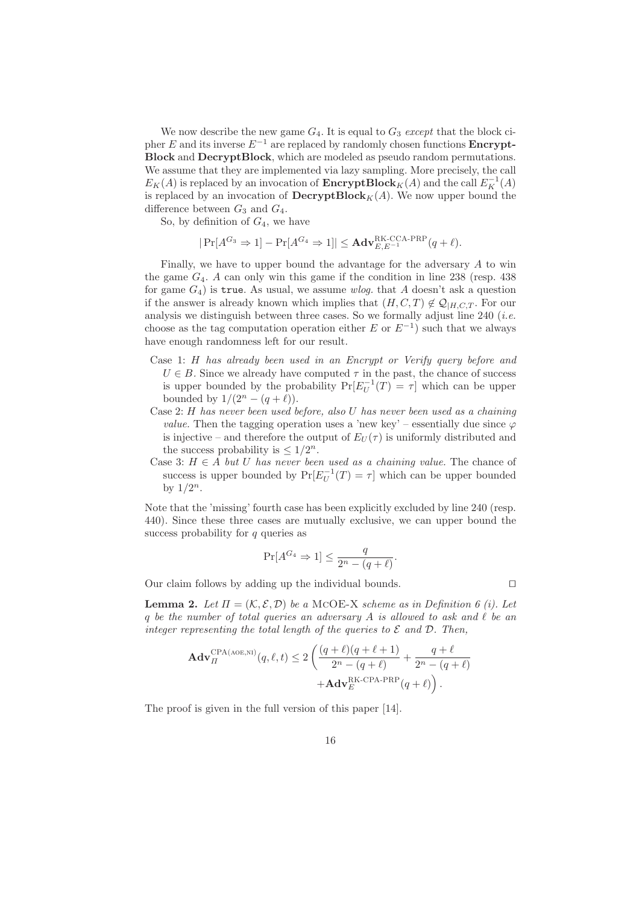We now describe the new game $G_4$. It is equal to $G_3$ *except* that the block cipher $E$ and its inverse $E^{-1}$ are replaced by randomly chosen functions **EncryptBlock** and **DecryptBlock**, which are modeled as pseudo random permutations. We assume that they are implemented via lazy sampling. More precisely, the call $E_K(A)$ is replaced by an invocation of $\mathbf{EncryptBlock}_K(A)$ and the call $E_K^{-1}(A)$ is replaced by an invocation of $\mathbf{DecryptBlock}_K(A)$. We now upper bound the difference between $G_3$ and $G_4$.

So, by definition of $G_4$, we have

$$|\Pr[A^{G_3} \Rightarrow 1] - \Pr[A^{G_4} \Rightarrow 1]| \leq \mathbf{Adv}_{E,E^{-1}}^{\text{RK-CCA-PRP}}(q+\ell).$$

Finally, we have to upper bound the advantage for the adversary $A$ to win the game $G_4$. $A$ can only win this game if the condition in line 238 (resp. 438 for game $G_4$) is `true`. As usual, we assume *wlog.* that $A$ doesn't ask a question if the answer is already known which implies that $(H, C, T) \notin \mathcal{Q}_{|H,C,T}$. For our analysis we distinguish between three cases. So we formally adjust line 240 (*i.e.* choose as the tag computation operation either $E$ or $E^{-1}$) such that we always have enough randomness left for our result.

Case 1: *$H$ has already been used in an Encrypt or Verify query before and* $U \in B$. Since we already have computed $\tau$ in the past, the chance of success is upper bounded by the probability $\Pr[E_U^{-1}(T) = \tau]$ which can be upper bounded by $1/(2^n - (q+\ell))$.

Case 2: *$H$ has never been used before, also $U$ has never been used as a chaining value.* Then the tagging operation uses a 'new key' – essentially due since $\varphi$ is injective – and therefore the output of $E_U(\tau)$ is uniformly distributed and the success probability is $\leq 1/2^n$.

Case 3: *$H \in A$ but $U$ has never been used as a chaining value.* The chance of success is upper bounded by $\Pr[E_U^{-1}(T) = \tau]$ which can be upper bounded by $1/2^n$.

Note that the 'missing' fourth case has been explicitly excluded by line 240 (resp. 440). Since these three cases are mutually exclusive, we can upper bound the success probability for $q$ queries as

$$\Pr[A^{G_4} \Rightarrow 1] \leq \frac{q}{2^n - (q+\ell)}.$$

Our claim follows by adding up the individual bounds. □

**Lemma 2.** *Let $\Pi = (\mathcal{K}, \mathcal{E}, \mathcal{D})$ be a* McOE-X *scheme as in Definition 6 (i). Let $q$ be the number of total queries an adversary $A$ is allowed to ask and $\ell$ be an integer representing the total length of the queries to $\mathcal{E}$ and $\mathcal{D}$. Then,*

$$\mathbf{Adv}_{\Pi}^{\text{CPA(AOE,NI)}}(q,\ell,t) \leq 2\left(\frac{(q+\ell)(q+\ell+1)}{2^n-(q+\ell)} + \frac{q+\ell}{2^n-(q+\ell)} + \mathbf{Adv}_{E}^{\text{RK-CPA-PRP}}(q+\ell)\right).$$

The proof is given in the full version of this paper [14].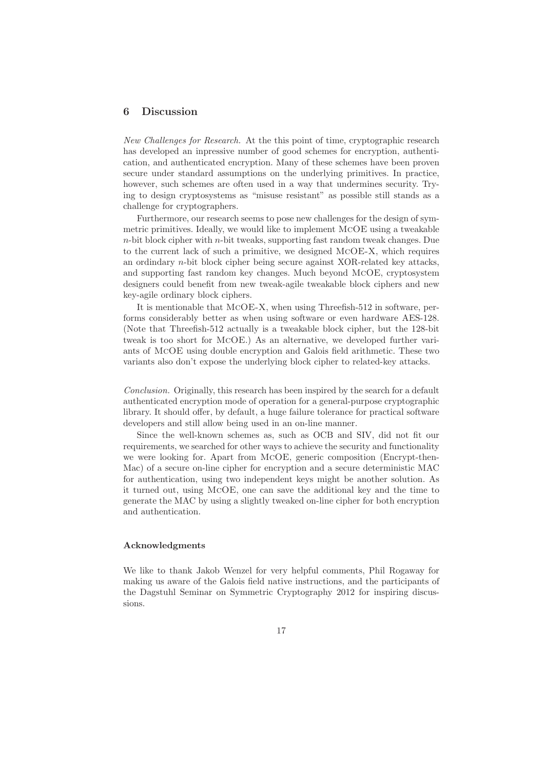## 6 Discussion

*New Challenges for Research.* At the this point of time, cryptographic research has developed an inpressive number of good schemes for encryption, authentication, and authenticated encryption. Many of these schemes have been proven secure under standard assumptions on the underlying primitives. In practice, however, such schemes are often used in a way that undermines security. Trying to design cryptosystems as "misuse resistant" as possible still stands as a challenge for cryptographers.

Furthermore, our research seems to pose new challenges for the design of symmetric primitives. Ideally, we would like to implement McOE using a tweakable $n$-bit block cipher with $n$-bit tweaks, supporting fast random tweak changes. Due to the current lack of such a primitive, we designed McOE-X, which requires an ordindary $n$-bit block cipher being secure against XOR-related key attacks, and supporting fast random key changes. Much beyond McOE, cryptosystem designers could benefit from new tweak-agile tweakable block ciphers and new key-agile ordinary block ciphers.

It is mentionable that McOE-X, when using Threefish-512 in software, performs considerably better as when using software or even hardware AES-128. (Note that Threefish-512 actually is a tweakable block cipher, but the 128-bit tweak is too short for McOE.) As an alternative, we developed further variants of McOE using double encryption and Galois field arithmetic. These two variants also don't expose the underlying block cipher to related-key attacks.

*Conclusion.* Originally, this research has been inspired by the search for a default authenticated encryption mode of operation for a general-purpose cryptographic library. It should offer, by default, a huge failure tolerance for practical software developers and still allow being used in an on-line manner.

Since the well-known schemes as, such as OCB and SIV, did not fit our requirements, we searched for other ways to achieve the security and functionality we were looking for. Apart from McOE, generic composition (Encrypt-then-Mac) of a secure on-line cipher for encryption and a secure deterministic MAC for authentication, using two independent keys might be another solution. As it turned out, using McOE, one can save the additional key and the time to generate the MAC by using a slightly tweaked on-line cipher for both encryption and authentication.

### Acknowledgments

We like to thank Jakob Wenzel for very helpful comments, Phil Rogaway for making us aware of the Galois field native instructions, and the participants of the Dagstuhl Seminar on Symmetric Cryptography 2012 for inspiring discussions.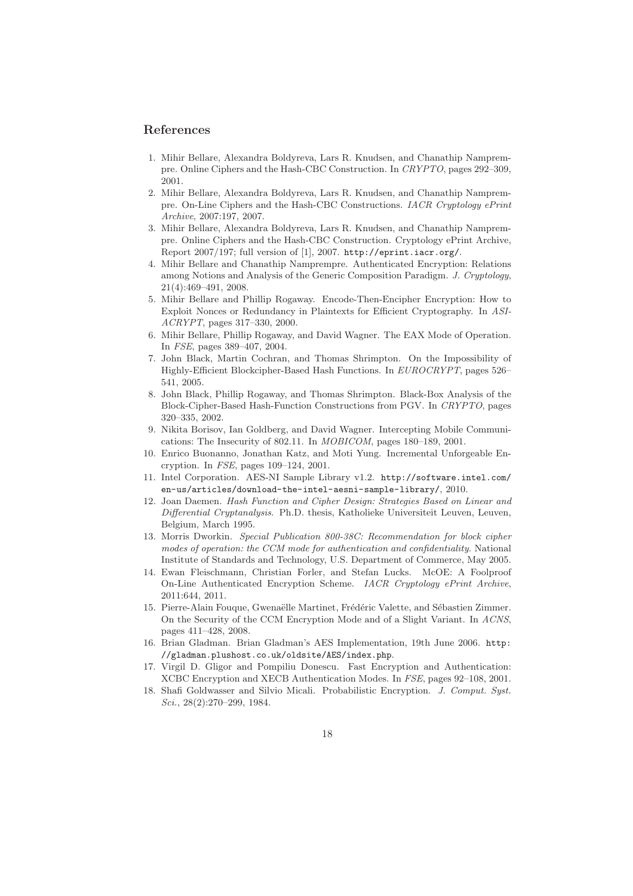## References

1. Mihir Bellare, Alexandra Boldyreva, Lars R. Knudsen, and Chanathip Namprempre. Online Ciphers and the Hash-CBC Construction. In *CRYPTO*, pages 292–309, 2001.
2. Mihir Bellare, Alexandra Boldyreva, Lars R. Knudsen, and Chanathip Namprempre. On-Line Ciphers and the Hash-CBC Constructions. *IACR Cryptology ePrint Archive*, 2007:197, 2007.
3. Mihir Bellare, Alexandra Boldyreva, Lars R. Knudsen, and Chanathip Namprempre. Online Ciphers and the Hash-CBC Construction. Cryptology ePrint Archive, Report 2007/197; full version of [1], 2007. `http://eprint.iacr.org/`.
4. Mihir Bellare and Chanathip Namprempre. Authenticated Encryption: Relations among Notions and Analysis of the Generic Composition Paradigm. *J. Cryptology*, 21(4):469–491, 2008.
5. Mihir Bellare and Phillip Rogaway. Encode-Then-Encipher Encryption: How to Exploit Nonces or Redundancy in Plaintexts for Efficient Cryptography. In *ASIACRYPT*, pages 317–330, 2000.
6. Mihir Bellare, Phillip Rogaway, and David Wagner. The EAX Mode of Operation. In *FSE*, pages 389–407, 2004.
7. John Black, Martin Cochran, and Thomas Shrimpton. On the Impossibility of Highly-Efficient Blockcipher-Based Hash Functions. In *EUROCRYPT*, pages 526–541, 2005.
8. John Black, Phillip Rogaway, and Thomas Shrimpton. Black-Box Analysis of the Block-Cipher-Based Hash-Function Constructions from PGV. In *CRYPTO*, pages 320–335, 2002.
9. Nikita Borisov, Ian Goldberg, and David Wagner. Intercepting Mobile Communications: The Insecurity of 802.11. In *MOBICOM*, pages 180–189, 2001.
10. Enrico Buonanno, Jonathan Katz, and Moti Yung. Incremental Unforgeable Encryption. In *FSE*, pages 109–124, 2001.
11. Intel Corporation. AES-NI Sample Library v1.2. `http://software.intel.com/en-us/articles/download-the-intel-aesni-sample-library/`, 2010.
12. Joan Daemen. *Hash Function and Cipher Design: Strategies Based on Linear and Differential Cryptanalysis*. Ph.D. thesis, Katholieke Universiteit Leuven, Leuven, Belgium, March 1995.
13. Morris Dworkin. *Special Publication 800-38C: Recommendation for block cipher modes of operation: the CCM mode for authentication and confidentiality*. National Institute of Standards and Technology, U.S. Department of Commerce, May 2005.
14. Ewan Fleischmann, Christian Forler, and Stefan Lucks. McOE: A Foolproof On-Line Authenticated Encryption Scheme. *IACR Cryptology ePrint Archive*, 2011:644, 2011.
15. Pierre-Alain Fouque, Gwenaëlle Martinet, Frédéric Valette, and Sébastien Zimmer. On the Security of the CCM Encryption Mode and of a Slight Variant. In *ACNS*, pages 411–428, 2008.
16. Brian Gladman. Brian Gladman's AES Implementation, 19th June 2006. `http://gladman.plushost.co.uk/oldsite/AES/index.php`.
17. Virgil D. Gligor and Pompiliu Donescu. Fast Encryption and Authentication: XCBC Encryption and XECB Authentication Modes. In *FSE*, pages 92–108, 2001.
18. Shafi Goldwasser and Silvio Micali. Probabilistic Encryption. *J. Comput. Syst. Sci.*, 28(2):270–299, 1984.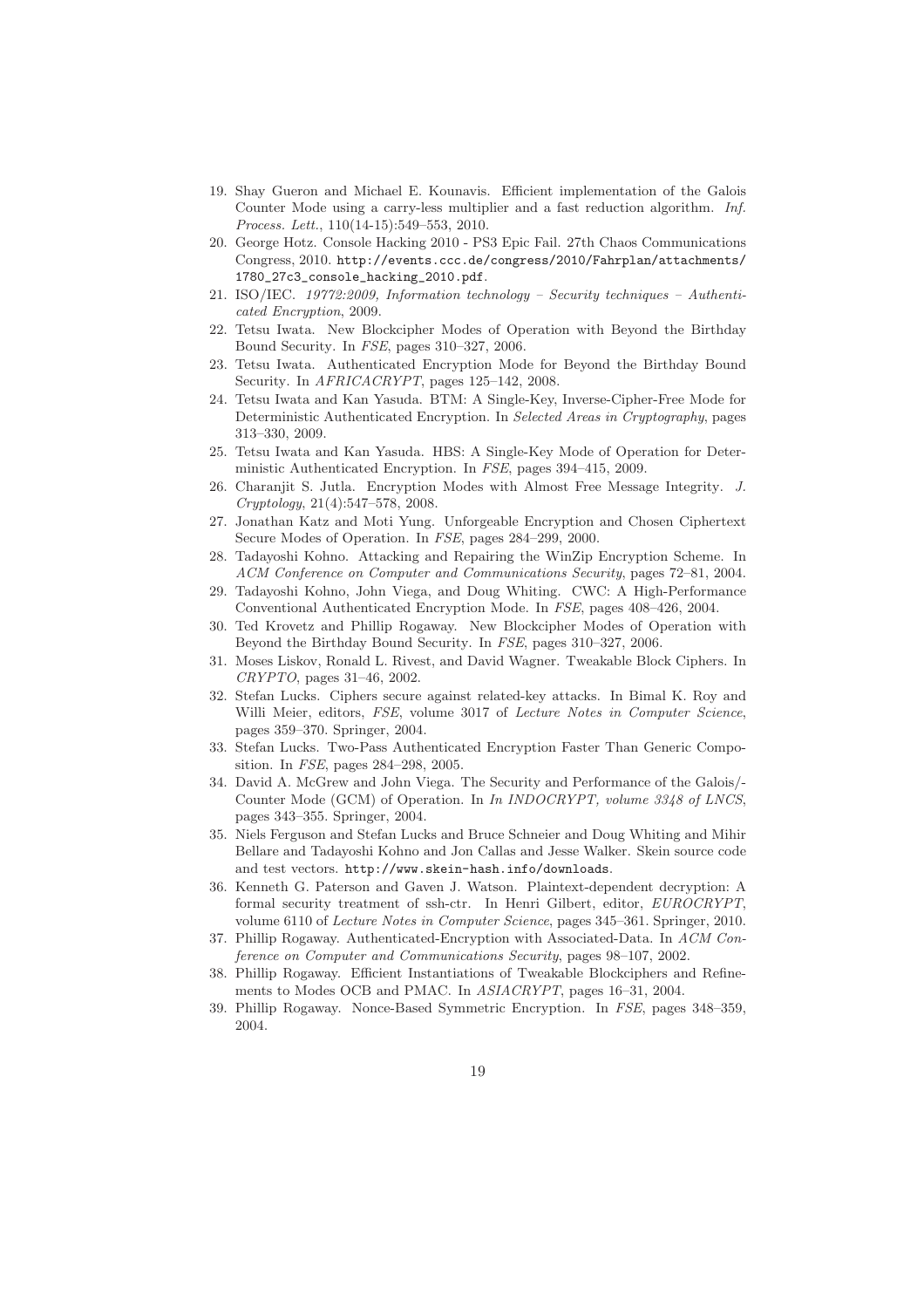19. Shay Gueron and Michael E. Kounavis. Efficient implementation of the Galois Counter Mode using a carry-less multiplier and a fast reduction algorithm. *Inf. Process. Lett.*, 110(14-15):549–553, 2010.
20. George Hotz. Console Hacking 2010 - PS3 Epic Fail. 27th Chaos Communications Congress, 2010. `http://events.ccc.de/congress/2010/Fahrplan/attachments/1780_27c3_console_hacking_2010.pdf`.
21. ISO/IEC. *19772:2009, Information technology – Security techniques – Authenticated Encryption*, 2009.
22. Tetsu Iwata. New Blockcipher Modes of Operation with Beyond the Birthday Bound Security. In *FSE*, pages 310–327, 2006.
23. Tetsu Iwata. Authenticated Encryption Mode for Beyond the Birthday Bound Security. In *AFRICACRYPT*, pages 125–142, 2008.
24. Tetsu Iwata and Kan Yasuda. BTM: A Single-Key, Inverse-Cipher-Free Mode for Deterministic Authenticated Encryption. In *Selected Areas in Cryptography*, pages 313–330, 2009.
25. Tetsu Iwata and Kan Yasuda. HBS: A Single-Key Mode of Operation for Deterministic Authenticated Encryption. In *FSE*, pages 394–415, 2009.
26. Charanjit S. Jutla. Encryption Modes with Almost Free Message Integrity. *J. Cryptology*, 21(4):547–578, 2008.
27. Jonathan Katz and Moti Yung. Unforgeable Encryption and Chosen Ciphertext Secure Modes of Operation. In *FSE*, pages 284–299, 2000.
28. Tadayoshi Kohno. Attacking and Repairing the WinZip Encryption Scheme. In *ACM Conference on Computer and Communications Security*, pages 72–81, 2004.
29. Tadayoshi Kohno, John Viega, and Doug Whiting. CWC: A High-Performance Conventional Authenticated Encryption Mode. In *FSE*, pages 408–426, 2004.
30. Ted Krovetz and Phillip Rogaway. New Blockcipher Modes of Operation with Beyond the Birthday Bound Security. In *FSE*, pages 310–327, 2006.
31. Moses Liskov, Ronald L. Rivest, and David Wagner. Tweakable Block Ciphers. In *CRYPTO*, pages 31–46, 2002.
32. Stefan Lucks. Ciphers secure against related-key attacks. In Bimal K. Roy and Willi Meier, editors, *FSE*, volume 3017 of *Lecture Notes in Computer Science*, pages 359–370. Springer, 2004.
33. Stefan Lucks. Two-Pass Authenticated Encryption Faster Than Generic Composition. In *FSE*, pages 284–298, 2005.
34. David A. McGrew and John Viega. The Security and Performance of the Galois/-Counter Mode (GCM) of Operation. In *In INDOCRYPT, volume 3348 of LNCS*, pages 343–355. Springer, 2004.
35. Niels Ferguson and Stefan Lucks and Bruce Schneier and Doug Whiting and Mihir Bellare and Tadayoshi Kohno and Jon Callas and Jesse Walker. Skein source code and test vectors. `http://www.skein-hash.info/downloads`.
36. Kenneth G. Paterson and Gaven J. Watson. Plaintext-dependent decryption: A formal security treatment of ssh-ctr. In Henri Gilbert, editor, *EUROCRYPT*, volume 6110 of *Lecture Notes in Computer Science*, pages 345–361. Springer, 2010.
37. Phillip Rogaway. Authenticated-Encryption with Associated-Data. In *ACM Conference on Computer and Communications Security*, pages 98–107, 2002.
38. Phillip Rogaway. Efficient Instantiations of Tweakable Blockciphers and Refinements to Modes OCB and PMAC. In *ASIACRYPT*, pages 16–31, 2004.
39. Phillip Rogaway. Nonce-Based Symmetric Encryption. In *FSE*, pages 348–359, 2004.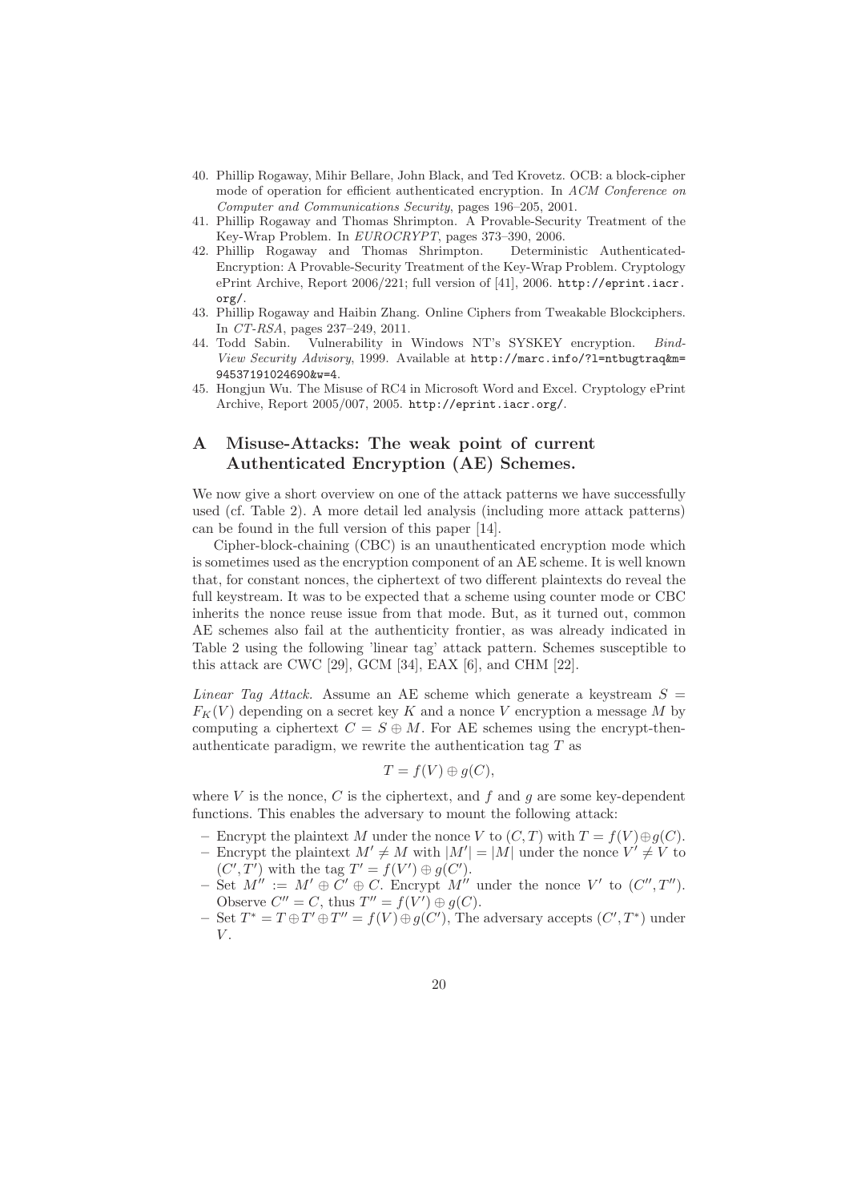40. Phillip Rogaway, Mihir Bellare, John Black, and Ted Krovetz. OCB: a block-cipher mode of operation for efficient authenticated encryption. In *ACM Conference on Computer and Communications Security*, pages 196–205, 2001.
41. Phillip Rogaway and Thomas Shrimpton. A Provable-Security Treatment of the Key-Wrap Problem. In *EUROCRYPT*, pages 373–390, 2006.
42. Phillip Rogaway and Thomas Shrimpton. Deterministic Authenticated-Encryption: A Provable-Security Treatment of the Key-Wrap Problem. Cryptology ePrint Archive, Report 2006/221; full version of [41], 2006. `http://eprint.iacr.org/`.
43. Phillip Rogaway and Haibin Zhang. Online Ciphers from Tweakable Blockciphers. In *CT-RSA*, pages 237–249, 2011.
44. Todd Sabin. Vulnerability in Windows NT's SYSKEY encryption. *BindView Security Advisory*, 1999. Available at `http://marc.info/?l=ntbugtraq&m=94537191024690&w=4`.
45. Hongjun Wu. The Misuse of RC4 in Microsoft Word and Excel. Cryptology ePrint Archive, Report 2005/007, 2005. `http://eprint.iacr.org/`.

# A Misuse-Attacks: The weak point of current Authenticated Encryption (AE) Schemes.

We now give a short overview on one of the attack patterns we have successfully used (cf. Table 2). A more detail led analysis (including more attack patterns) can be found in the full version of this paper [14].

Cipher-block-chaining (CBC) is an unauthenticated encryption mode which is sometimes used as the encryption component of an AE scheme. It is well known that, for constant nonces, the ciphertext of two different plaintexts do reveal the full keystream. It was to be expected that a scheme using counter mode or CBC inherits the nonce reuse issue from that mode. But, as it turned out, common AE schemes also fail at the authenticity frontier, as was already indicated in Table 2 using the following 'linear tag' attack pattern. Schemes susceptible to this attack are CWC [29], GCM [34], EAX [6], and CHM [22].

*Linear Tag Attack.* Assume an AE scheme which generate a keystream $S = F_K(V)$ depending on a secret key $K$ and a nonce $V$ encryption a message $M$ by computing a ciphertext $C = S \oplus M$. For AE schemes using the encrypt-then-authenticate paradigm, we rewrite the authentication tag $T$ as

$$T = f(V) \oplus g(C),$$

where $V$ is the nonce, $C$ is the ciphertext, and $f$ and $g$ are some key-dependent functions. This enables the adversary to mount the following attack:

- Encrypt the plaintext $M$ under the nonce $V$ to $(C, T)$ with $T = f(V) \oplus g(C)$.
- Encrypt the plaintext $M' \neq M$ with $|M'| = |M|$ under the nonce $V' \neq V$ to $(C', T')$ with the tag $T' = f(V') \oplus g(C')$.
- Set $M'' := M' \oplus C' \oplus C$. Encrypt $M''$ under the nonce $V'$ to $(C'', T'')$. Observe $C'' = C$, thus $T'' = f(V') \oplus g(C)$.
- Set $T^* = T \oplus T' \oplus T'' = f(V) \oplus g(C')$, The adversary accepts $(C', T^*)$ under $V$.